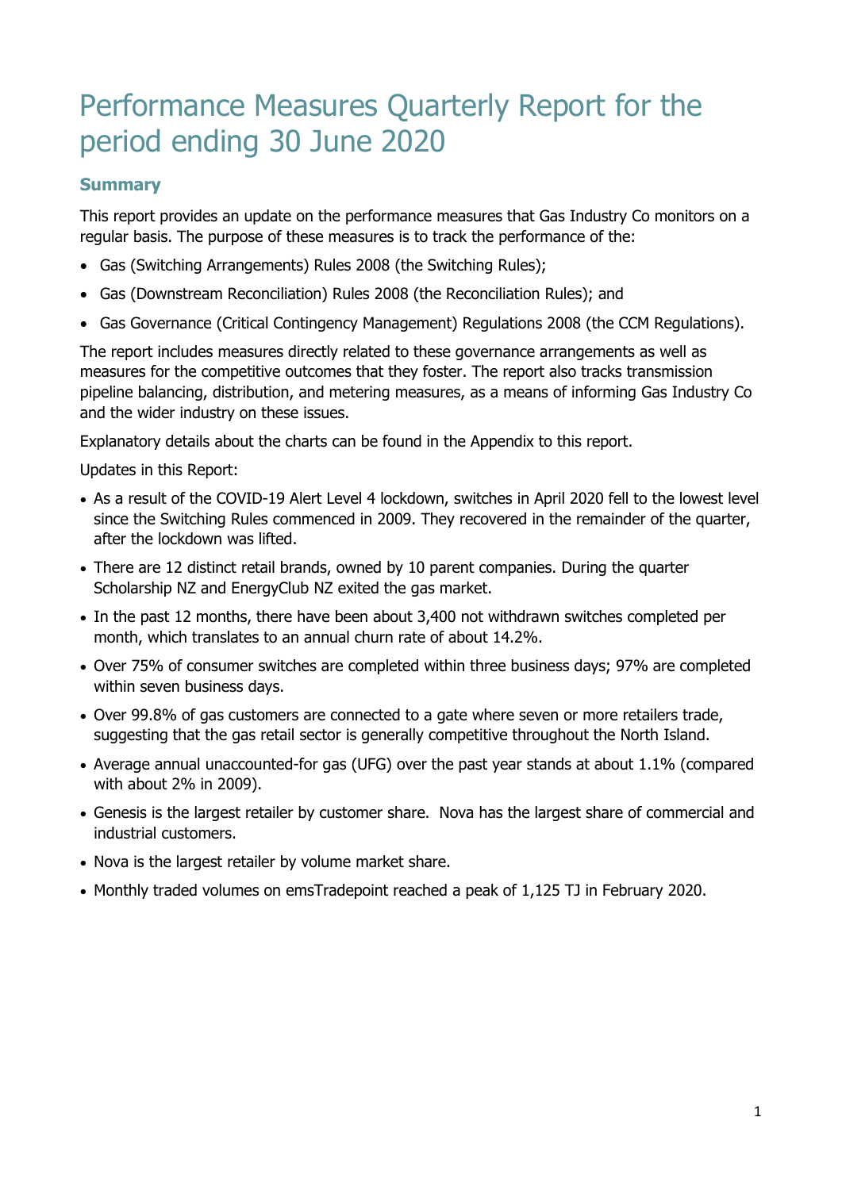# Performance Measures Quarterly Report for the period ending 30 June 2020

## Summary

This report provides an update on the performance measures that Gas Industry Co monitors on a regular basis. The purpose of these measures is to track the performance of the:

- Gas (Switching Arrangements) Rules 2008 (the Switching Rules);
- Gas (Downstream Reconciliation) Rules 2008 (the Reconciliation Rules); and
- Gas Governance (Critical Contingency Management) Regulations 2008 (the CCM Regulations).

The report includes measures directly related to these governance arrangements as well as measures for the competitive outcomes that they foster. The report also tracks transmission pipeline balancing, distribution, and metering measures, as a means of informing Gas Industry Co and the wider industry on these issues.

Explanatory details about the charts can be found in the Appendix to this report.

Updates in this Report:

- As a result of the COVID-19 Alert Level 4 lockdown, switches in April 2020 fell to the lowest level since the Switching Rules commenced in 2009. They recovered in the remainder of the quarter, after the lockdown was lifted.
- There are 12 distinct retail brands, owned by 10 parent companies. During the quarter Scholarship NZ and EnergyClub NZ exited the gas market.
- In the past 12 months, there have been about 3,400 not withdrawn switches completed per month, which translates to an annual churn rate of about 14.2%.
- Over 75% of consumer switches are completed within three business days; 97% are completed within seven business days.
- Over 99.8% of gas customers are connected to a gate where seven or more retailers trade, suggesting that the gas retail sector is generally competitive throughout the North Island.
- Average annual unaccounted-for gas (UFG) over the past year stands at about 1.1% (compared with about 2% in 2009).
- Genesis is the largest retailer by customer share. Nova has the largest share of commercial and industrial customers.
- Nova is the largest retailer by volume market share.
- Monthly traded volumes on emsTradepoint reached a peak of 1,125 TJ in February 2020.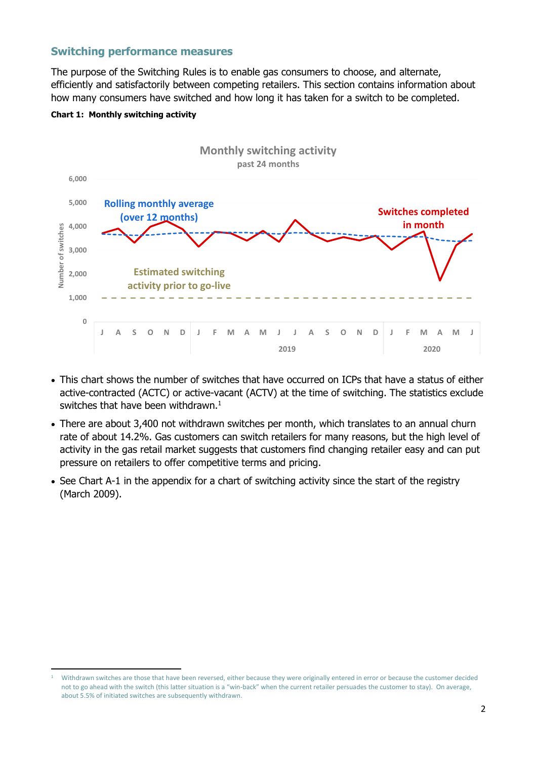## Switching performance measures

The purpose of the Switching Rules is to enable gas consumers to choose, and alternate, efficiently and satisfactorily between competing retailers. This section contains information about how many consumers have switched and how long it has taken for a switch to be completed.

**Chart 1: Monthly switching activity**

- This chart shows the number of switches that have occurred on ICPs that have a status of either active-contracted (ACTC) or active-vacant (ACTV) at the time of switching. The statistics exclude switches that have been withdrawn.[1]
- There are about 3,400 not withdrawn switches per month, which translates to an annual churn rate of about 14.2%. Gas customers can switch retailers for many reasons, but the high level of activity in the gas retail market suggests that customers find changing retailer easy and can put pressure on retailers to offer competitive terms and pricing.
- See Chart A-1 in the appendix for a chart of switching activity since the start of the registry (March 2009).

[1] Withdrawn switches are those that have been reversed, either because they were originally entered in error or because the customer decided not to go ahead with the switch (this latter situation is a "win-back" when the current retailer persuades the customer to stay). On average, about 5.5% of initiated switches are subsequently withdrawn.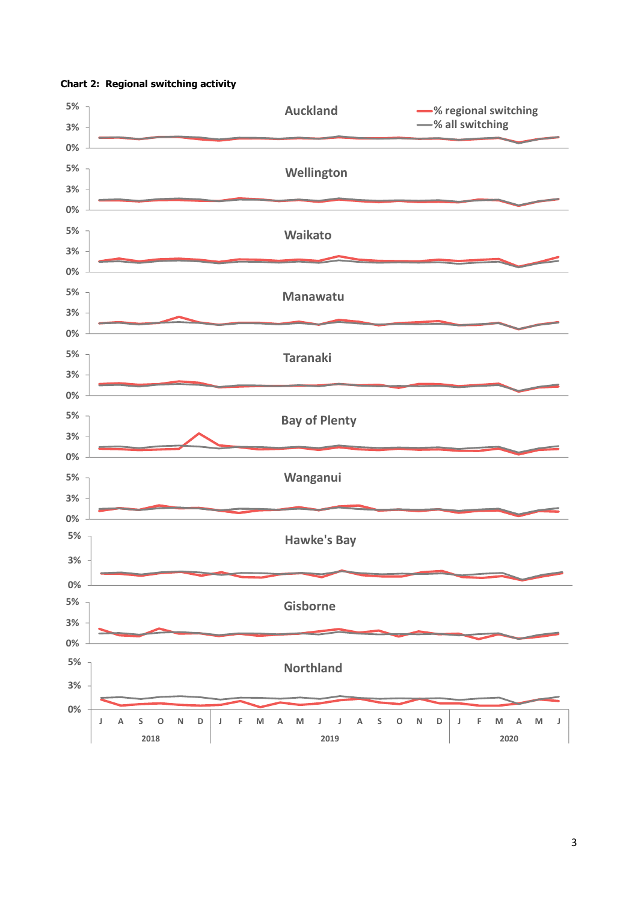**Chart 2: Regional switching activity**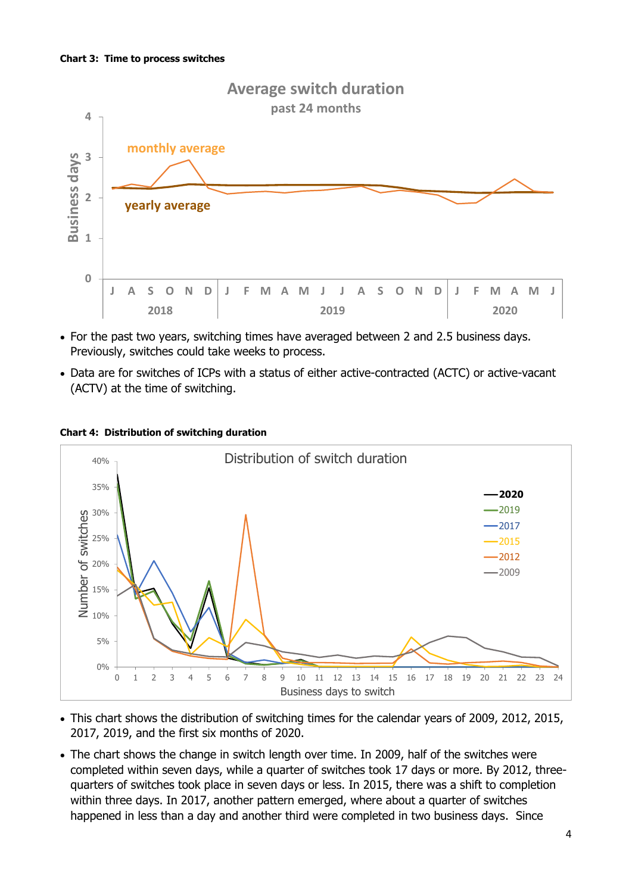**Chart 3: Time to process switches**

- For the past two years, switching times have averaged between 2 and 2.5 business days. Previously, switches could take weeks to process.
- Data are for switches of ICPs with a status of either active-contracted (ACTC) or active-vacant (ACTV) at the time of switching.

**Chart 4: Distribution of switching duration**

- This chart shows the distribution of switching times for the calendar years of 2009, 2012, 2015, 2017, 2019, and the first six months of 2020.
- The chart shows the change in switch length over time. In 2009, half of the switches were completed within seven days, while a quarter of switches took 17 days or more. By 2012, three-quarters of switches took place in seven days or less. In 2015, there was a shift to completion within three days. In 2017, another pattern emerged, where about a quarter of switches happened in less than a day and another third were completed in two business days. Since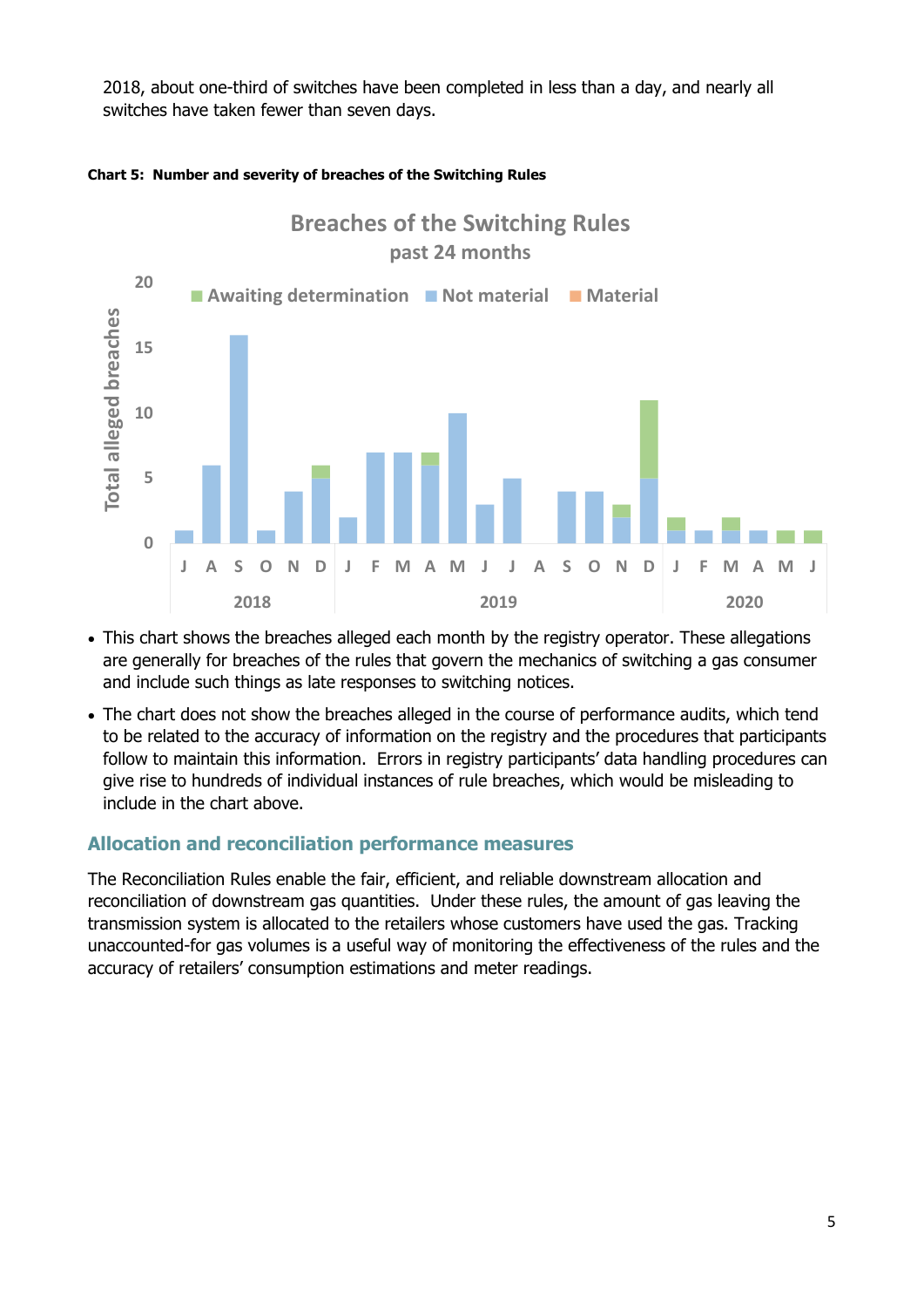2018, about one-third of switches have been completed in less than a day, and nearly all switches have taken fewer than seven days.

**Chart 5: Number and severity of breaches of the Switching Rules**

- This chart shows the breaches alleged each month by the registry operator. These allegations are generally for breaches of the rules that govern the mechanics of switching a gas consumer and include such things as late responses to switching notices.
- The chart does not show the breaches alleged in the course of performance audits, which tend to be related to the accuracy of information on the registry and the procedures that participants follow to maintain this information. Errors in registry participants' data handling procedures can give rise to hundreds of individual instances of rule breaches, which would be misleading to include in the chart above.

## Allocation and reconciliation performance measures

The Reconciliation Rules enable the fair, efficient, and reliable downstream allocation and reconciliation of downstream gas quantities. Under these rules, the amount of gas leaving the transmission system is allocated to the retailers whose customers have used the gas. Tracking unaccounted-for gas volumes is a useful way of monitoring the effectiveness of the rules and the accuracy of retailers' consumption estimations and meter readings.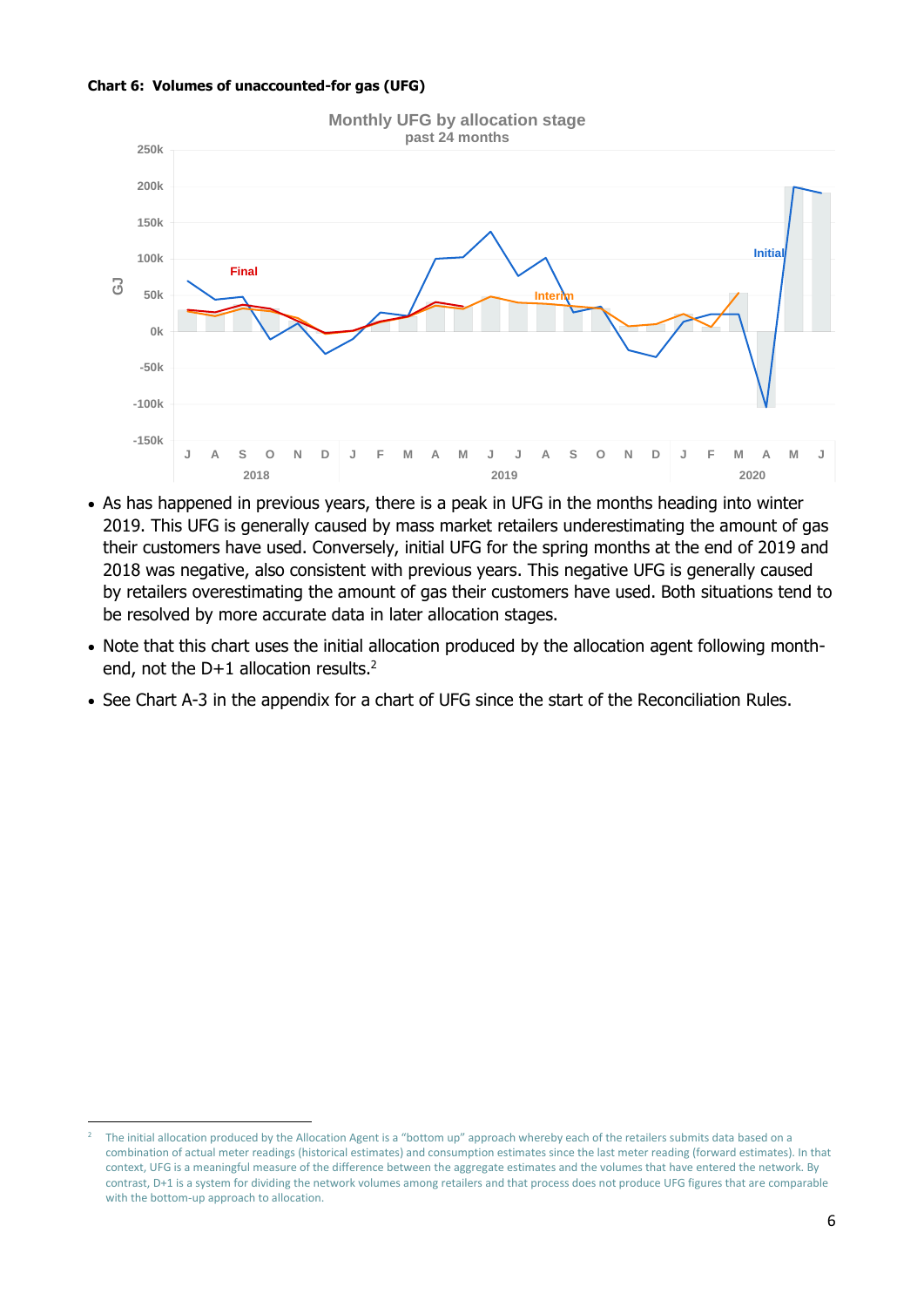**Chart 6: Volumes of unaccounted-for gas (UFG)**

- As has happened in previous years, there is a peak in UFG in the months heading into winter 2019. This UFG is generally caused by mass market retailers underestimating the amount of gas their customers have used. Conversely, initial UFG for the spring months at the end of 2019 and 2018 was negative, also consistent with previous years. This negative UFG is generally caused by retailers overestimating the amount of gas their customers have used. Both situations tend to be resolved by more accurate data in later allocation stages.
- Note that this chart uses the initial allocation produced by the allocation agent following month-end, not the D+1 allocation results.[2]
- See Chart A-3 in the appendix for a chart of UFG since the start of the Reconciliation Rules.

[2] The initial allocation produced by the Allocation Agent is a "bottom up" approach whereby each of the retailers submits data based on a combination of actual meter readings (historical estimates) and consumption estimates since the last meter reading (forward estimates). In that context, UFG is a meaningful measure of the difference between the aggregate estimates and the volumes that have entered the network. By contrast, D+1 is a system for dividing the network volumes among retailers and that process does not produce UFG figures that are comparable with the bottom-up approach to allocation.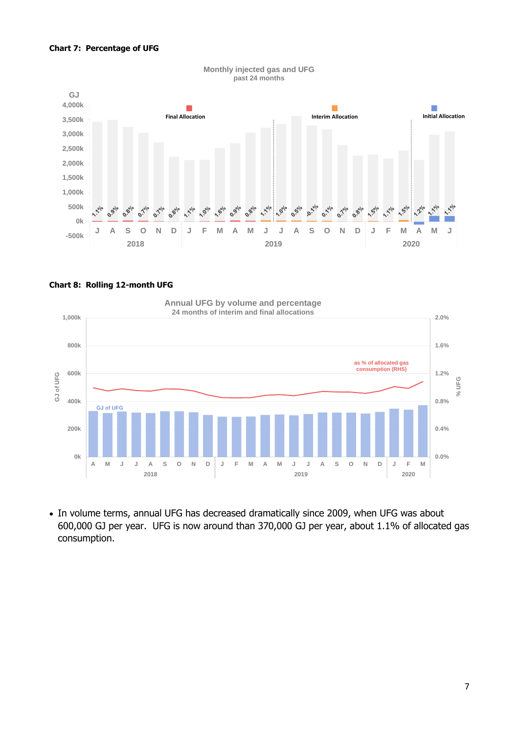**Chart 7: Percentage of UFG**

**Chart 8: Rolling 12-month UFG**

- In volume terms, annual UFG has decreased dramatically since 2009, when UFG was about 600,000 GJ per year. UFG is now around than 370,000 GJ per year, about 1.1% of allocated gas consumption.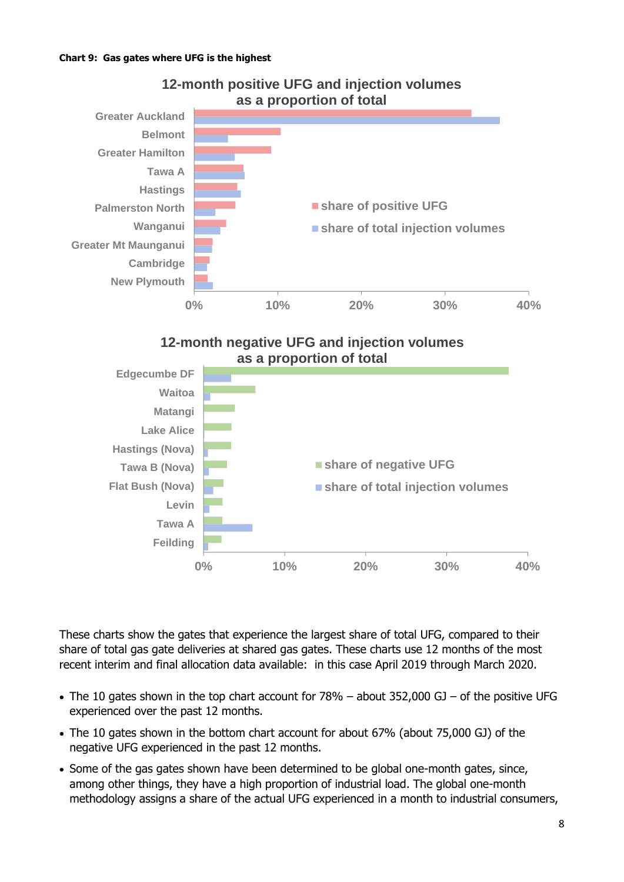**Chart 9: Gas gates where UFG is the highest**

12-month positive UFG and injection volumes as a proportion of total

Greater Auckland, Belmont, Greater Hamilton, Tawa A, Hastings, Palmerston North, Wanganui, Greater Mt Maunganui, Cambridge, New Plymouth

share of positive UFG
share of total injection volumes

0% 10% 20% 30% 40%

12-month negative UFG and injection volumes as a proportion of total

Edgecumbe DF, Waitoa, Matangi, Lake Alice, Hastings (Nova), Tawa B (Nova), Flat Bush (Nova), Levin, Tawa A, Feilding

share of negative UFG
share of total injection volumes

0% 10% 20% 30% 40%

These charts show the gates that experience the largest share of total UFG, compared to their share of total gas gate deliveries at shared gas gates. These charts use 12 months of the most recent interim and final allocation data available: in this case April 2019 through March 2020.

- The 10 gates shown in the top chart account for 78% – about 352,000 GJ – of the positive UFG experienced over the past 12 months.
- The 10 gates shown in the bottom chart account for about 67% (about 75,000 GJ) of the negative UFG experienced in the past 12 months.
- Some of the gas gates shown have been determined to be global one-month gates, since, among other things, they have a high proportion of industrial load. The global one-month methodology assigns a share of the actual UFG experienced in a month to industrial consumers,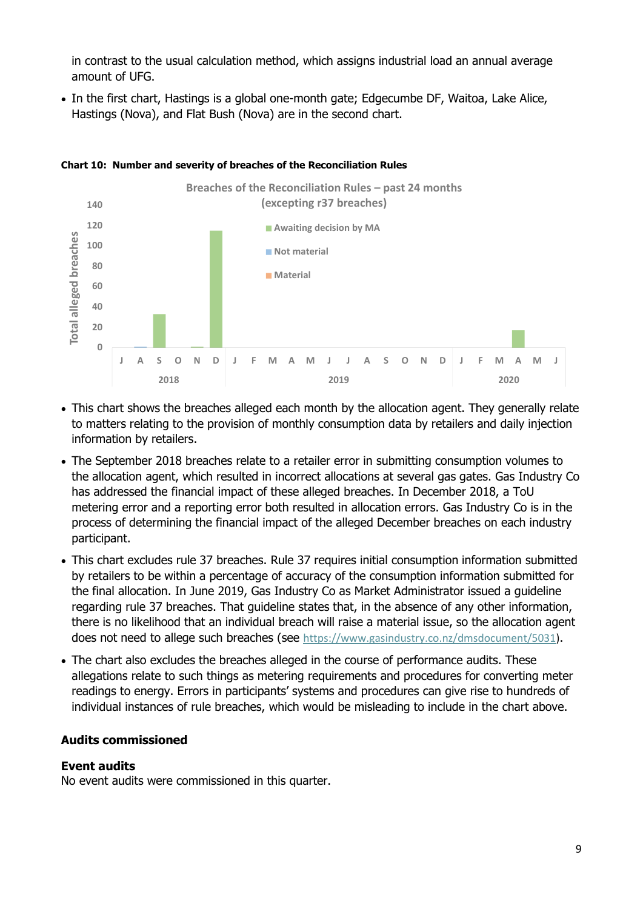in contrast to the usual calculation method, which assigns industrial load an annual average amount of UFG.

- In the first chart, Hastings is a global one-month gate; Edgecumbe DF, Waitoa, Lake Alice, Hastings (Nova), and Flat Bush (Nova) are in the second chart.

**Chart 10: Number and severity of breaches of the Reconciliation Rules**

Breaches of the Reconciliation Rules – past 24 months (excepting r37 breaches)

- This chart shows the breaches alleged each month by the allocation agent. They generally relate to matters relating to the provision of monthly consumption data by retailers and daily injection information by retailers.
- The September 2018 breaches relate to a retailer error in submitting consumption volumes to the allocation agent, which resulted in incorrect allocations at several gas gates. Gas Industry Co has addressed the financial impact of these alleged breaches. In December 2018, a ToU metering error and a reporting error both resulted in allocation errors. Gas Industry Co is in the process of determining the financial impact of the alleged December breaches on each industry participant.
- This chart excludes rule 37 breaches. Rule 37 requires initial consumption information submitted by retailers to be within a percentage of accuracy of the consumption information submitted for the final allocation. In June 2019, Gas Industry Co as Market Administrator issued a guideline regarding rule 37 breaches. That guideline states that, in the absence of any other information, there is no likelihood that an individual breach will raise a material issue, so the allocation agent does not need to allege such breaches (see https://www.gasindustry.co.nz/dmsdocument/5031).
- The chart also excludes the breaches alleged in the course of performance audits. These allegations relate to such things as metering requirements and procedures for converting meter readings to energy. Errors in participants' systems and procedures can give rise to hundreds of individual instances of rule breaches, which would be misleading to include in the chart above.

## Audits commissioned

### Event audits

No event audits were commissioned in this quarter.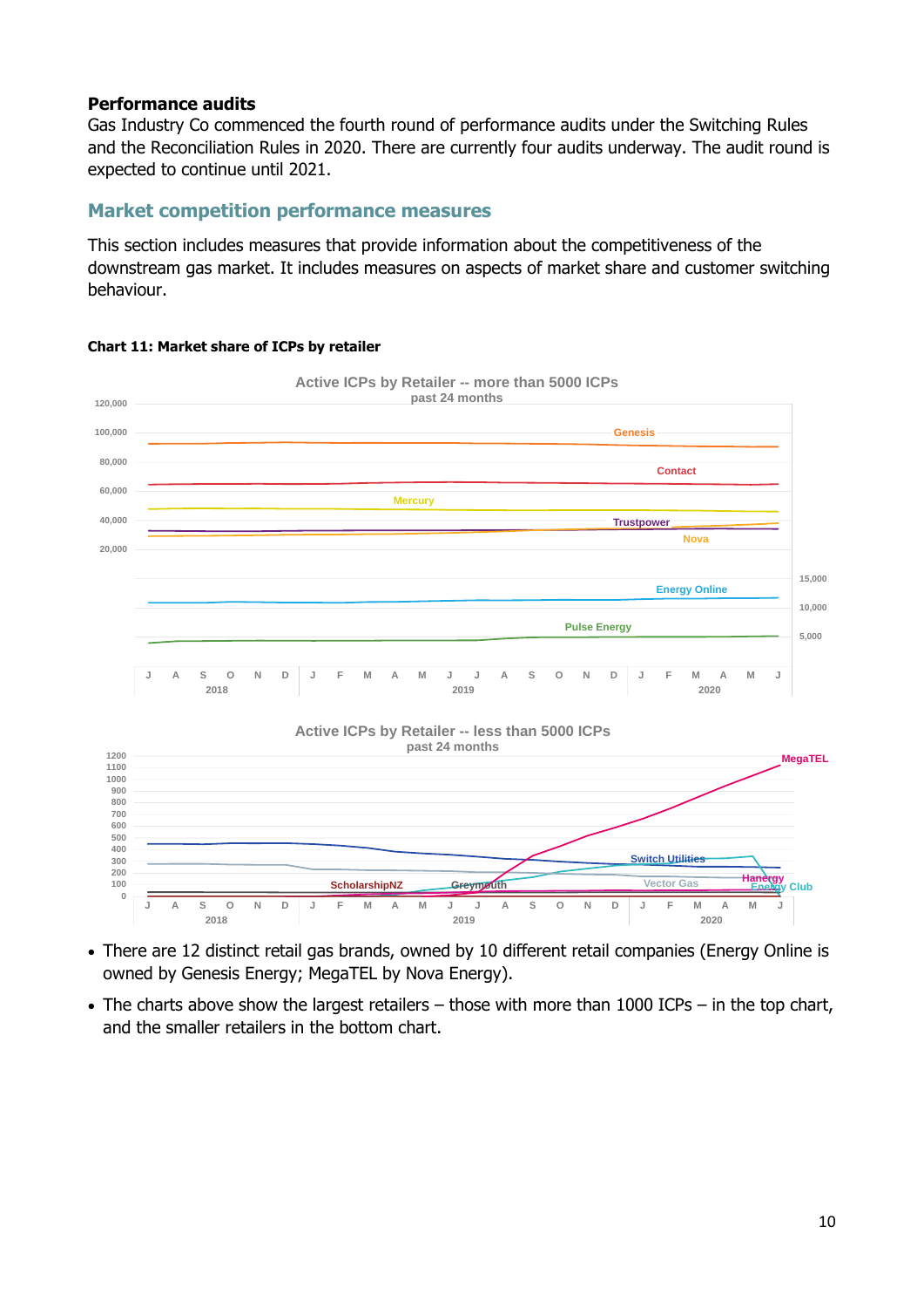**Performance audits**

Gas Industry Co commenced the fourth round of performance audits under the Switching Rules and the Reconciliation Rules in 2020. There are currently four audits underway. The audit round is expected to continue until 2021.

## Market competition performance measures

This section includes measures that provide information about the competitiveness of the downstream gas market. It includes measures on aspects of market share and customer switching behaviour.

**Chart 11: Market share of ICPs by retailer**

- There are 12 distinct retail gas brands, owned by 10 different retail companies (Energy Online is owned by Genesis Energy; MegaTEL by Nova Energy).
- The charts above show the largest retailers – those with more than 1000 ICPs – in the top chart, and the smaller retailers in the bottom chart.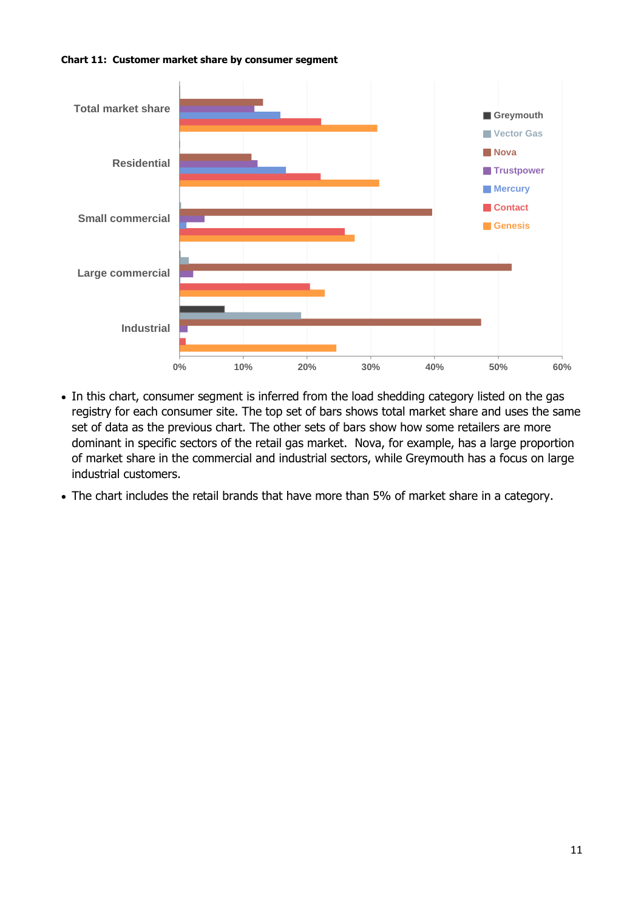**Chart 11: Customer market share by consumer segment**

- In this chart, consumer segment is inferred from the load shedding category listed on the gas registry for each consumer site. The top set of bars shows total market share and uses the same set of data as the previous chart. The other sets of bars show how some retailers are more dominant in specific sectors of the retail gas market. Nova, for example, has a large proportion of market share in the commercial and industrial sectors, while Greymouth has a focus on large industrial customers.
- The chart includes the retail brands that have more than 5% of market share in a category.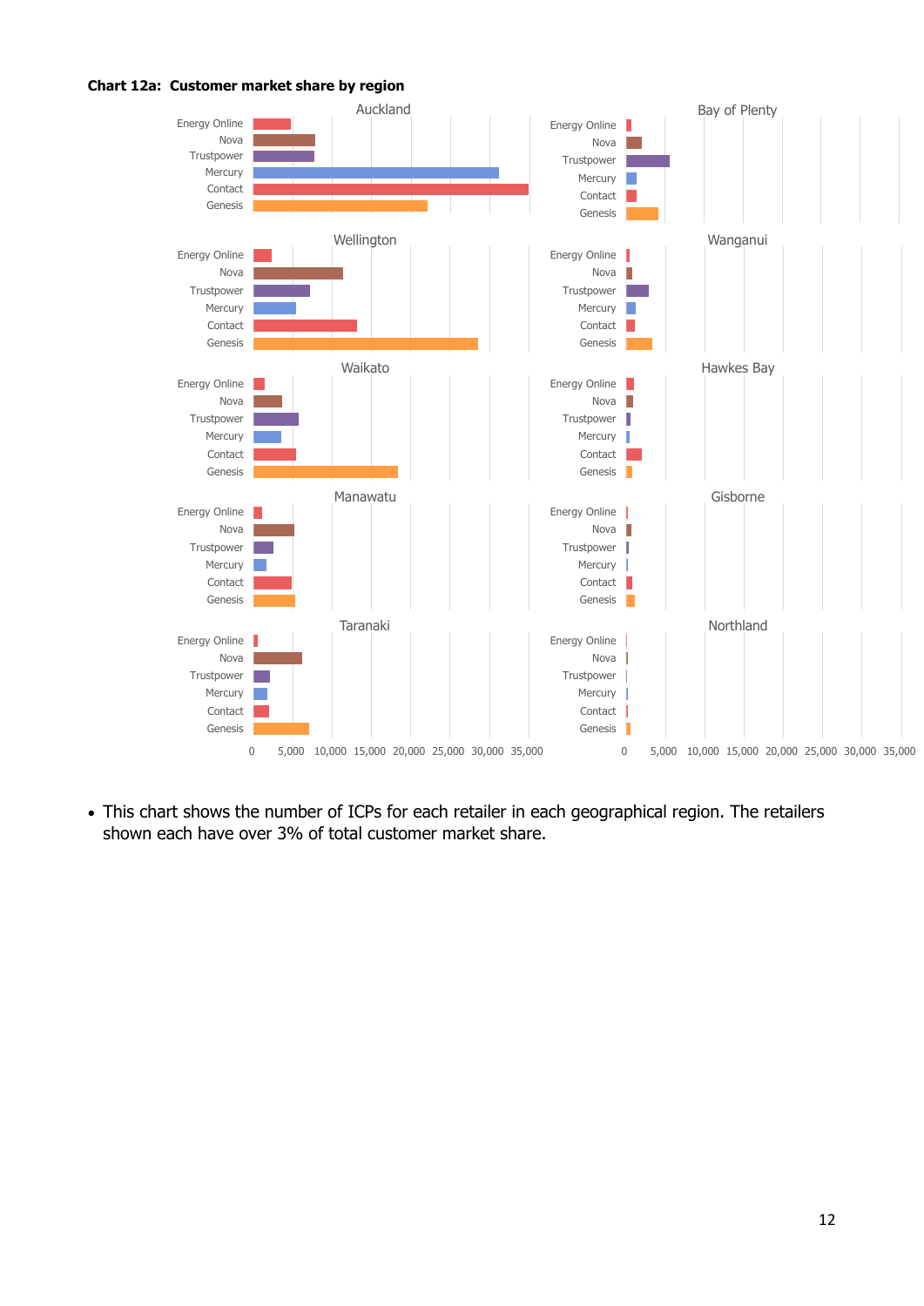**Chart 12a: Customer market share by region**

- This chart shows the number of ICPs for each retailer in each geographical region. The retailers shown each have over 3% of total customer market share.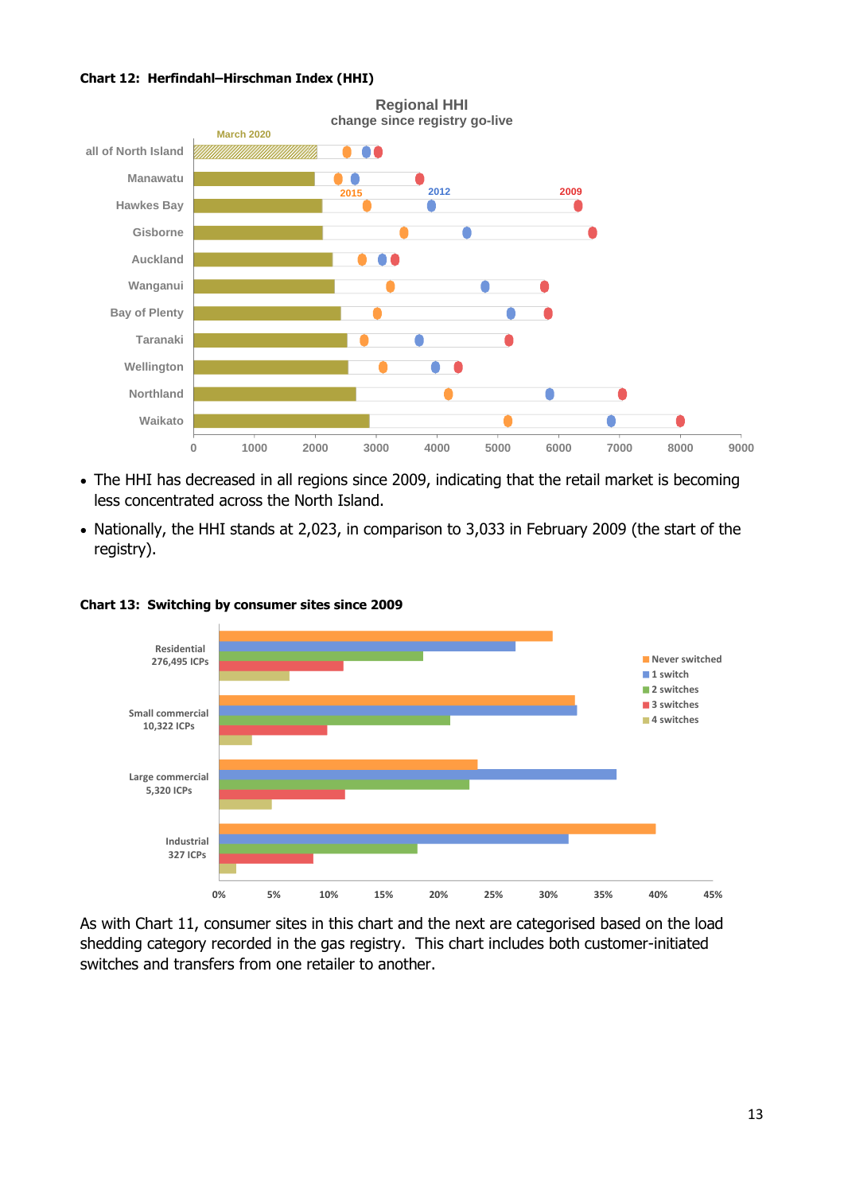**Chart 12: Herfindahl–Hirschman Index (HHI)**

- The HHI has decreased in all regions since 2009, indicating that the retail market is becoming less concentrated across the North Island.
- Nationally, the HHI stands at 2,023, in comparison to 3,033 in February 2009 (the start of the registry).

**Chart 13: Switching by consumer sites since 2009**

As with Chart 11, consumer sites in this chart and the next are categorised based on the load shedding category recorded in the gas registry. This chart includes both customer-initiated switches and transfers from one retailer to another.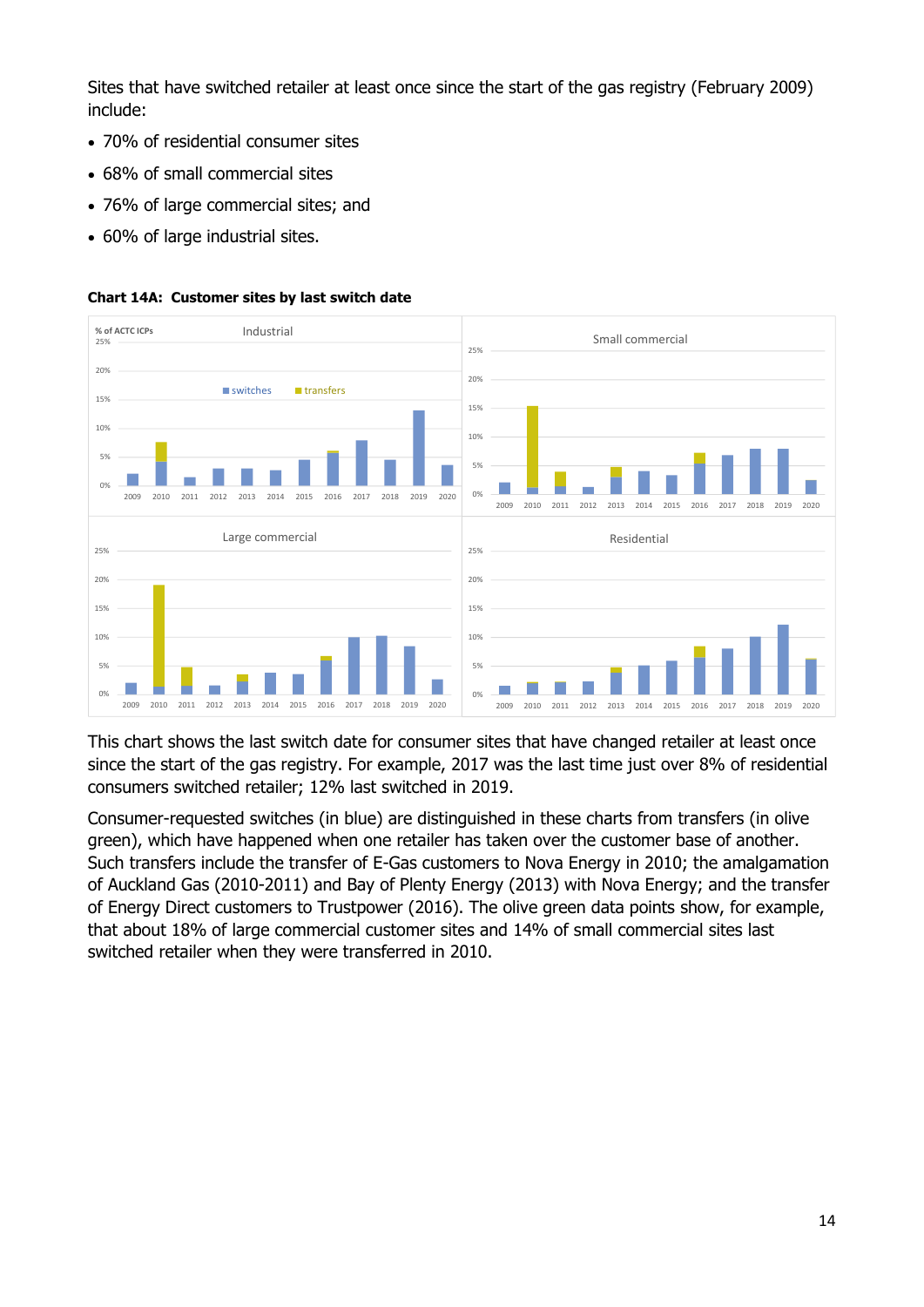Sites that have switched retailer at least once since the start of the gas registry (February 2009) include:

- 70% of residential consumer sites
- 68% of small commercial sites
- 76% of large commercial sites; and
- 60% of large industrial sites.

**Chart 14A: Customer sites by last switch date**

This chart shows the last switch date for consumer sites that have changed retailer at least once since the start of the gas registry. For example, 2017 was the last time just over 8% of residential consumers switched retailer; 12% last switched in 2019.

Consumer-requested switches (in blue) are distinguished in these charts from transfers (in olive green), which have happened when one retailer has taken over the customer base of another. Such transfers include the transfer of E-Gas customers to Nova Energy in 2010; the amalgamation of Auckland Gas (2010-2011) and Bay of Plenty Energy (2013) with Nova Energy; and the transfer of Energy Direct customers to Trustpower (2016). The olive green data points show, for example, that about 18% of large commercial customer sites and 14% of small commercial sites last switched retailer when they were transferred in 2010.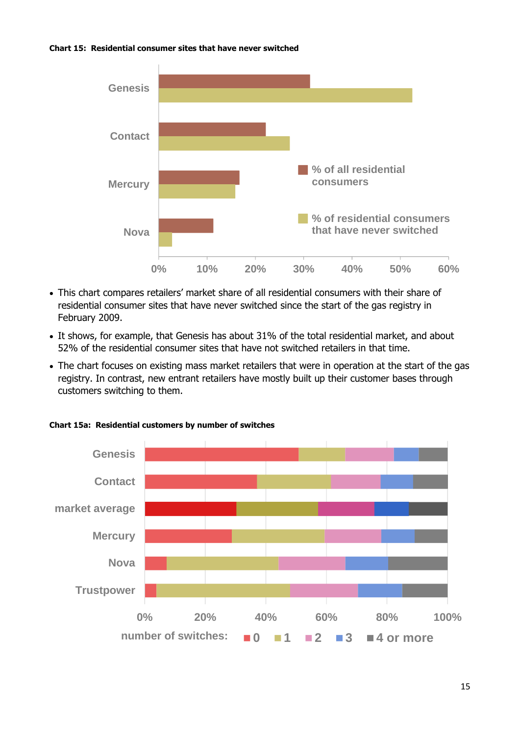**Chart 15: Residential consumer sites that have never switched**

- This chart compares retailers' market share of all residential consumers with their share of residential consumer sites that have never switched since the start of the gas registry in February 2009.
- It shows, for example, that Genesis has about 31% of the total residential market, and about 52% of the residential consumer sites that have not switched retailers in that time.
- The chart focuses on existing mass market retailers that were in operation at the start of the gas registry. In contrast, new entrant retailers have mostly built up their customer bases through customers switching to them.

**Chart 15a: Residential customers by number of switches**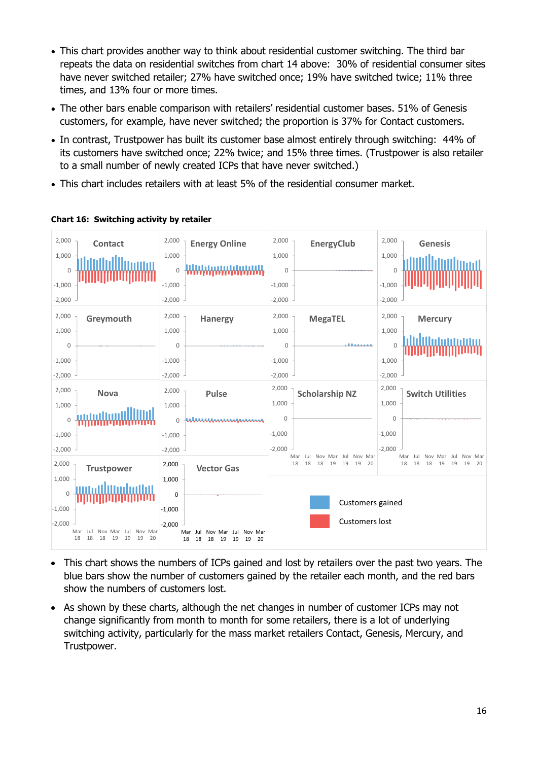- This chart provides another way to think about residential customer switching. The third bar repeats the data on residential switches from chart 14 above: 30% of residential consumer sites have never switched retailer; 27% have switched once; 19% have switched twice; 11% three times, and 13% four or more times.
- The other bars enable comparison with retailers' residential customer bases. 51% of Genesis customers, for example, have never switched; the proportion is 37% for Contact customers.
- In contrast, Trustpower has built its customer base almost entirely through switching: 44% of its customers have switched once; 22% twice; and 15% three times. (Trustpower is also retailer to a small number of newly created ICPs that have never switched.)
- This chart includes retailers with at least 5% of the residential consumer market.

**Chart 16: Switching activity by retailer**

- This chart shows the numbers of ICPs gained and lost by retailers over the past two years. The blue bars show the number of customers gained by the retailer each month, and the red bars show the numbers of customers lost.
- As shown by these charts, although the net changes in number of customer ICPs may not change significantly from month to month for some retailers, there is a lot of underlying switching activity, particularly for the mass market retailers Contact, Genesis, Mercury, and Trustpower.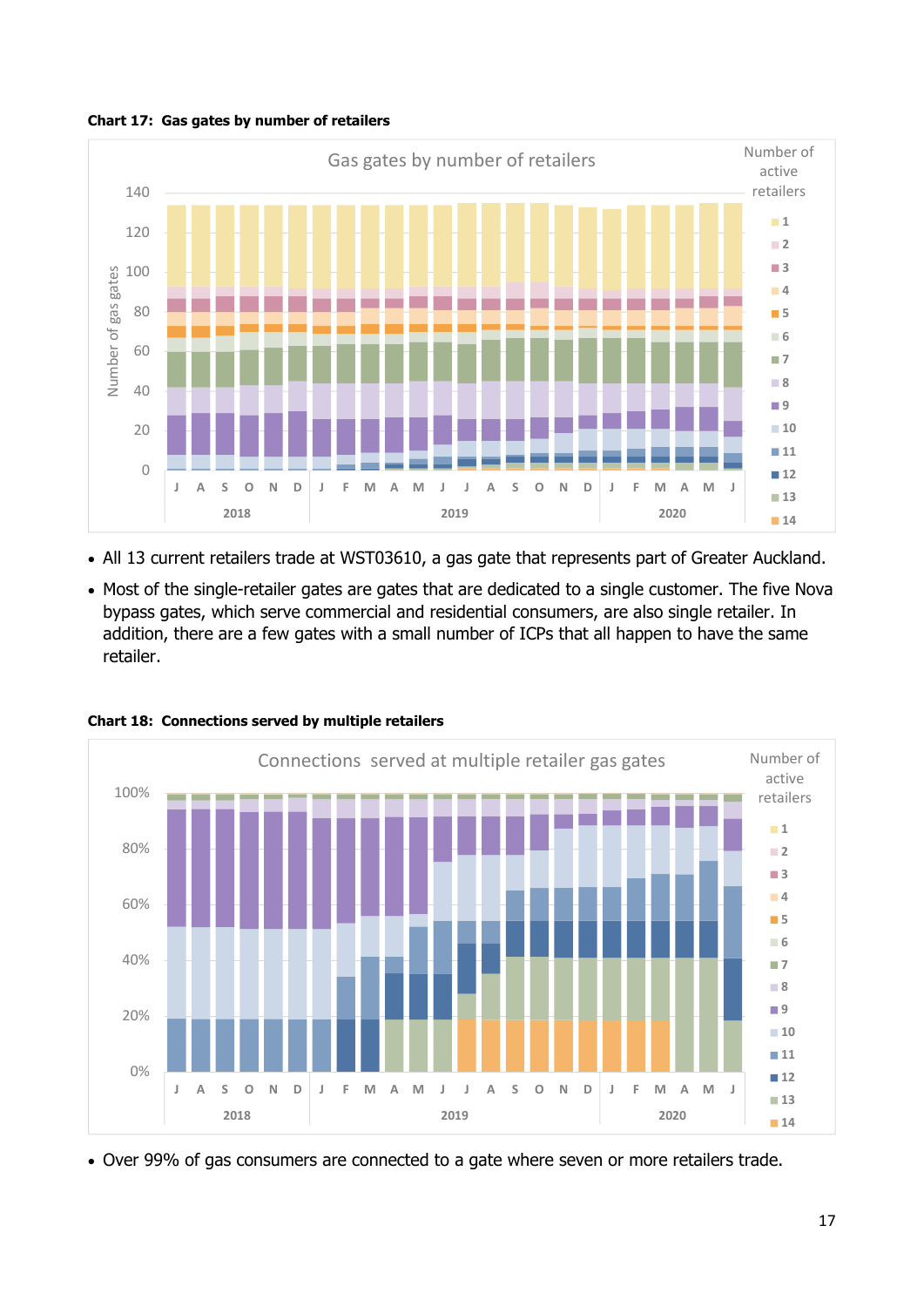**Chart 17: Gas gates by number of retailers**

- All 13 current retailers trade at WST03610, a gas gate that represents part of Greater Auckland.
- Most of the single-retailer gates are gates that are dedicated to a single customer. The five Nova bypass gates, which serve commercial and residential consumers, are also single retailer. In addition, there are a few gates with a small number of ICPs that all happen to have the same retailer.

**Chart 18: Connections served by multiple retailers**

- Over 99% of gas consumers are connected to a gate where seven or more retailers trade.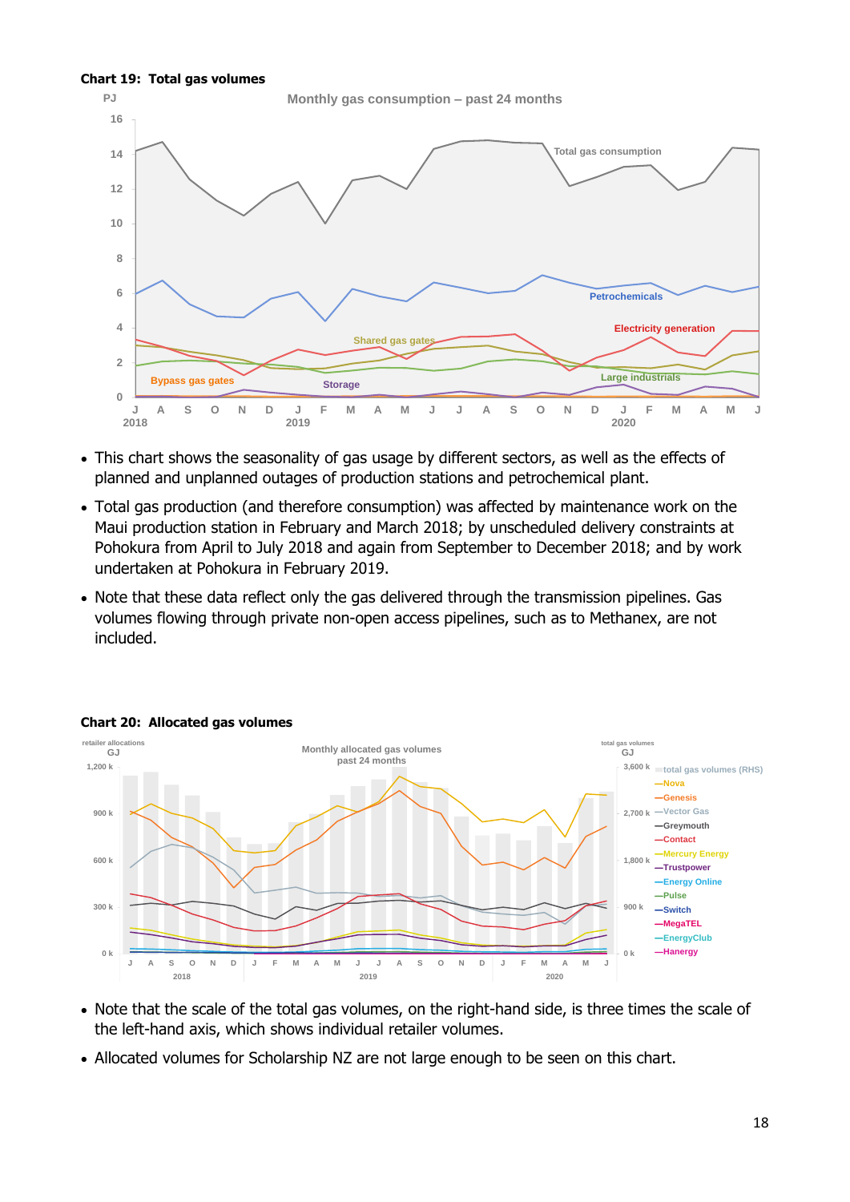**Chart 19: Total gas volumes**

- This chart shows the seasonality of gas usage by different sectors, as well as the effects of planned and unplanned outages of production stations and petrochemical plant.
- Total gas production (and therefore consumption) was affected by maintenance work on the Maui production station in February and March 2018; by unscheduled delivery constraints at Pohokura from April to July 2018 and again from September to December 2018; and by work undertaken at Pohokura in February 2019.
- Note that these data reflect only the gas delivered through the transmission pipelines. Gas volumes flowing through private non-open access pipelines, such as to Methanex, are not included.

**Chart 20: Allocated gas volumes**

- Note that the scale of the total gas volumes, on the right-hand side, is three times the scale of the left-hand axis, which shows individual retailer volumes.
- Allocated volumes for Scholarship NZ are not large enough to be seen on this chart.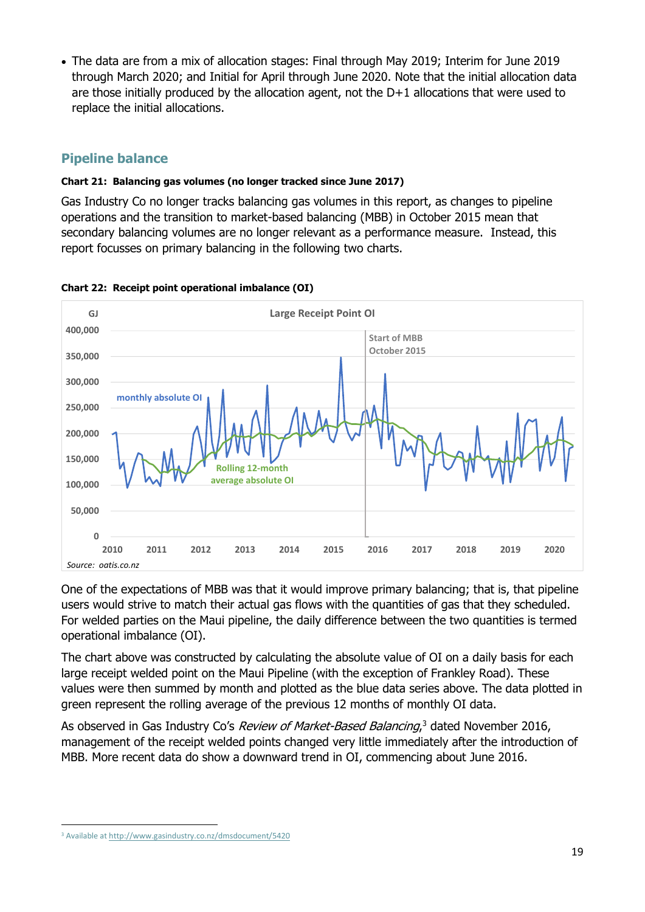- The data are from a mix of allocation stages: Final through May 2019; Interim for June 2019 through March 2020; and Initial for April through June 2020. Note that the initial allocation data are those initially produced by the allocation agent, not the D+1 allocations that were used to replace the initial allocations.

## Pipeline balance

**Chart 21: Balancing gas volumes (no longer tracked since June 2017)**

Gas Industry Co no longer tracks balancing gas volumes in this report, as changes to pipeline operations and the transition to market-based balancing (MBB) in October 2015 mean that secondary balancing volumes are no longer relevant as a performance measure. Instead, this report focusses on primary balancing in the following two charts.

**Chart 22: Receipt point operational imbalance (OI)**

Source: oatis.co.nz

One of the expectations of MBB was that it would improve primary balancing; that is, that pipeline users would strive to match their actual gas flows with the quantities of gas that they scheduled. For welded parties on the Maui pipeline, the daily difference between the two quantities is termed operational imbalance (OI).

The chart above was constructed by calculating the absolute value of OI on a daily basis for each large receipt welded point on the Maui Pipeline (with the exception of Frankley Road). These values were then summed by month and plotted as the blue data series above. The data plotted in green represent the rolling average of the previous 12 months of monthly OI data.

As observed in Gas Industry Co's *Review of Market-Based Balancing*,[3] dated November 2016, management of the receipt welded points changed very little immediately after the introduction of MBB. More recent data do show a downward trend in OI, commencing about June 2016.

[3] Available at http://www.gasindustry.co.nz/dmsdocument/5420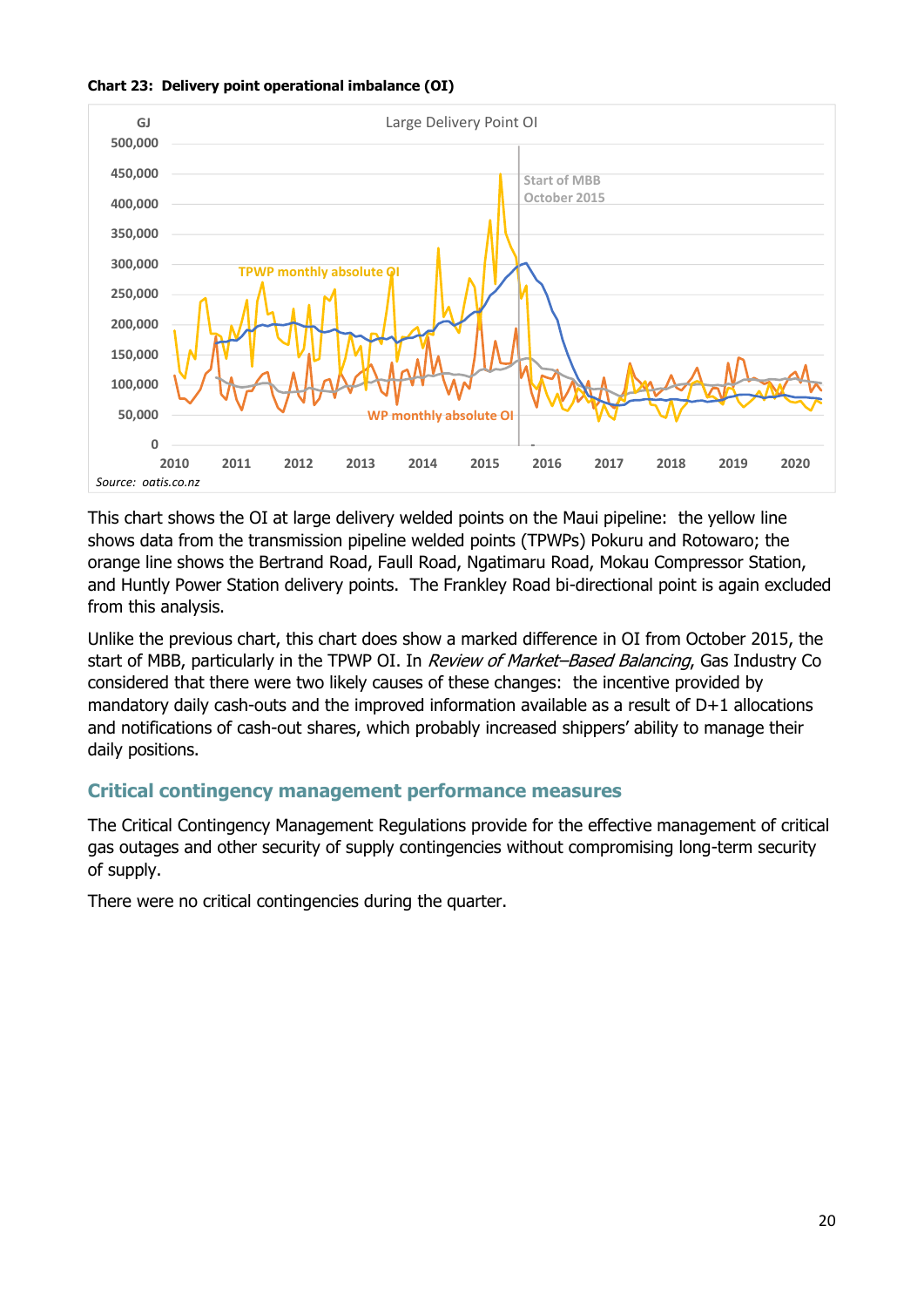**Chart 23: Delivery point operational imbalance (OI)**

Source: oatis.co.nz

This chart shows the OI at large delivery welded points on the Maui pipeline: the yellow line shows data from the transmission pipeline welded points (TPWPs) Pokuru and Rotowaro; the orange line shows the Bertrand Road, Faull Road, Ngatimaru Road, Mokau Compressor Station, and Huntly Power Station delivery points. The Frankley Road bi-directional point is again excluded from this analysis.

Unlike the previous chart, this chart does show a marked difference in OI from October 2015, the start of MBB, particularly in the TPWP OI. In *Review of Market–Based Balancing*, Gas Industry Co considered that there were two likely causes of these changes: the incentive provided by mandatory daily cash-outs and the improved information available as a result of D+1 allocations and notifications of cash-out shares, which probably increased shippers' ability to manage their daily positions.

## Critical contingency management performance measures

The Critical Contingency Management Regulations provide for the effective management of critical gas outages and other security of supply contingencies without compromising long-term security of supply.

There were no critical contingencies during the quarter.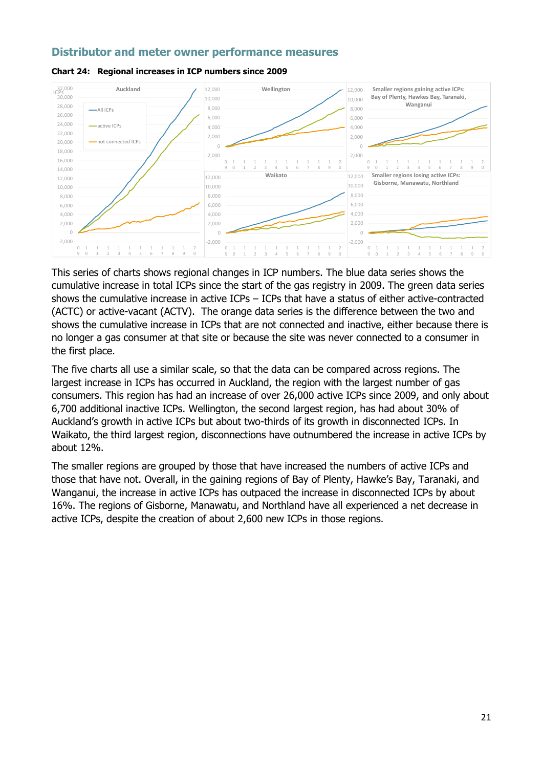## Distributor and meter owner performance measures

**Chart 24: Regional increases in ICP numbers since 2009**

This series of charts shows regional changes in ICP numbers. The blue data series shows the cumulative increase in total ICPs since the start of the gas registry in 2009. The green data series shows the cumulative increase in active ICPs – ICPs that have a status of either active-contracted (ACTC) or active-vacant (ACTV). The orange data series is the difference between the two and shows the cumulative increase in ICPs that are not connected and inactive, either because there is no longer a gas consumer at that site or because the site was never connected to a consumer in the first place.

The five charts all use a similar scale, so that the data can be compared across regions. The largest increase in ICPs has occurred in Auckland, the region with the largest number of gas consumers. This region has had an increase of over 26,000 active ICPs since 2009, and only about 6,700 additional inactive ICPs. Wellington, the second largest region, has had about 30% of Auckland's growth in active ICPs but about two-thirds of its growth in disconnected ICPs. In Waikato, the third largest region, disconnections have outnumbered the increase in active ICPs by about 12%.

The smaller regions are grouped by those that have increased the numbers of active ICPs and those that have not. Overall, in the gaining regions of Bay of Plenty, Hawke's Bay, Taranaki, and Wanganui, the increase in active ICPs has outpaced the increase in disconnected ICPs by about 16%. The regions of Gisborne, Manawatu, and Northland have all experienced a net decrease in active ICPs, despite the creation of about 2,600 new ICPs in those regions.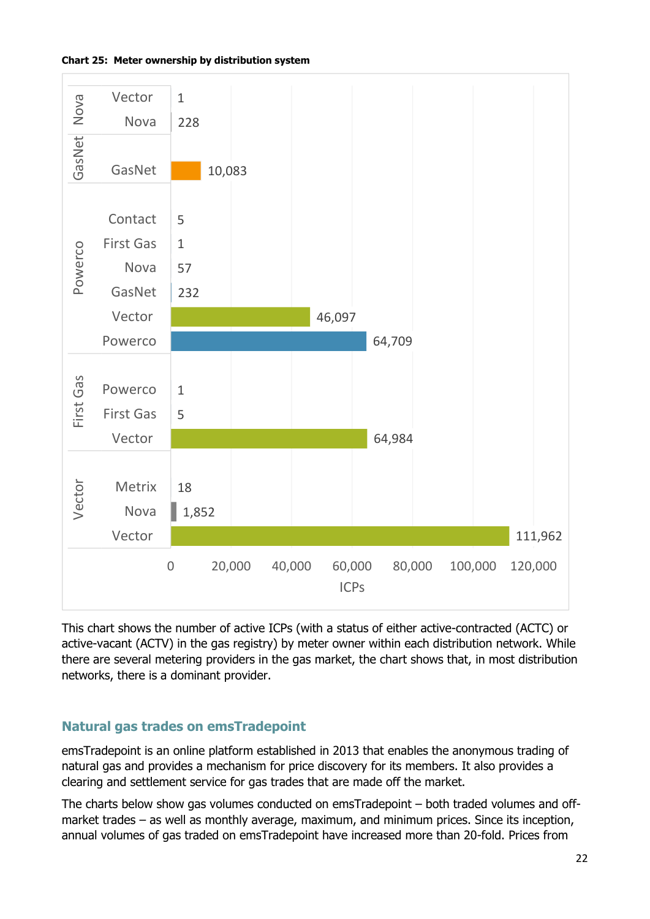**Chart 25: Meter ownership by distribution system**

| Distribution system | Meter owner | ICPs |
|---|---|---|
| Nova | Vector | 1 |
| | Nova | 228 |
| GasNet | GasNet | 10,083 |
| Powerco | Contact | 5 |
| | First Gas | 1 |
| | Nova | 57 |
| | GasNet | 232 |
| | Vector | 46,097 |
| | Powerco | 64,709 |
| First Gas | Powerco | 1 |
| | First Gas | 5 |
| | Vector | 64,984 |
| Vector | Metrix | 18 |
| | Nova | 1,852 |
| | Vector | 111,962 |

This chart shows the number of active ICPs (with a status of either active-contracted (ACTC) or active-vacant (ACTV) in the gas registry) by meter owner within each distribution network. While there are several metering providers in the gas market, the chart shows that, in most distribution networks, there is a dominant provider.

## Natural gas trades on emsTradepoint

emsTradepoint is an online platform established in 2013 that enables the anonymous trading of natural gas and provides a mechanism for price discovery for its members. It also provides a clearing and settlement service for gas trades that are made off the market.

The charts below show gas volumes conducted on emsTradepoint – both traded volumes and off-market trades – as well as monthly average, maximum, and minimum prices. Since its inception, annual volumes of gas traded on emsTradepoint have increased more than 20-fold. Prices from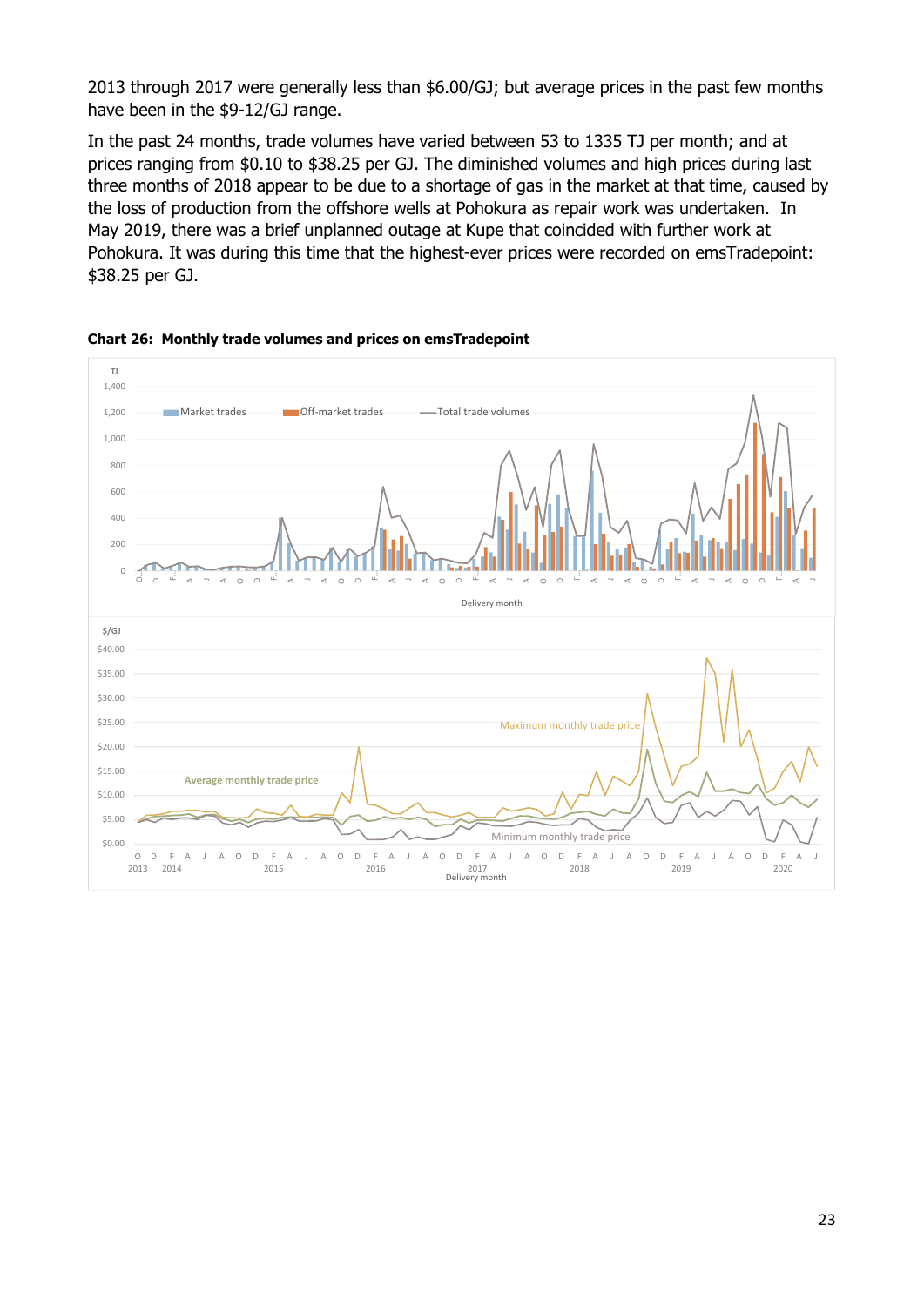2013 through 2017 were generally less than $6.00/GJ; but average prices in the past few months have been in the $9-12/GJ range.

In the past 24 months, trade volumes have varied between 53 to 1335 TJ per month; and at prices ranging from $0.10 to $38.25 per GJ. The diminished volumes and high prices during last three months of 2018 appear to be due to a shortage of gas in the market at that time, caused by the loss of production from the offshore wells at Pohokura as repair work was undertaken. In May 2019, there was a brief unplanned outage at Kupe that coincided with further work at Pohokura. It was during this time that the highest-ever prices were recorded on emsTradepoint: $38.25 per GJ.

**Chart 26: Monthly trade volumes and prices on emsTradepoint**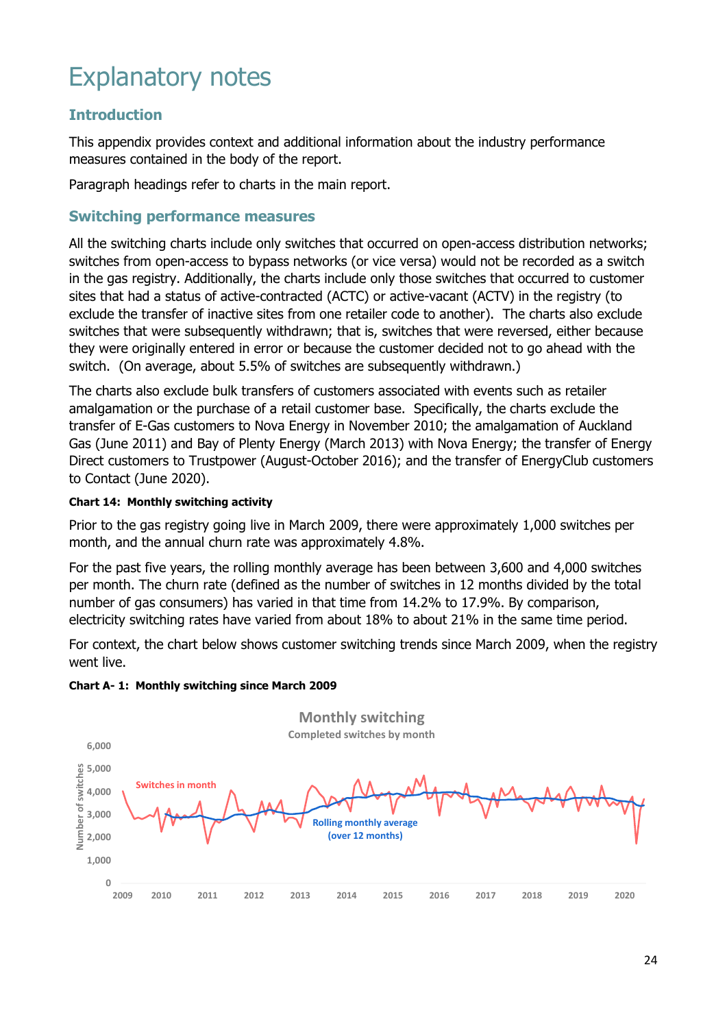# Explanatory notes

## Introduction

This appendix provides context and additional information about the industry performance measures contained in the body of the report.

Paragraph headings refer to charts in the main report.

## Switching performance measures

All the switching charts include only switches that occurred on open-access distribution networks; switches from open-access to bypass networks (or vice versa) would not be recorded as a switch in the gas registry. Additionally, the charts include only those switches that occurred to customer sites that had a status of active-contracted (ACTC) or active-vacant (ACTV) in the registry (to exclude the transfer of inactive sites from one retailer code to another). The charts also exclude switches that were subsequently withdrawn; that is, switches that were reversed, either because they were originally entered in error or because the customer decided not to go ahead with the switch. (On average, about 5.5% of switches are subsequently withdrawn.)

The charts also exclude bulk transfers of customers associated with events such as retailer amalgamation or the purchase of a retail customer base. Specifically, the charts exclude the transfer of E-Gas customers to Nova Energy in November 2010; the amalgamation of Auckland Gas (June 2011) and Bay of Plenty Energy (March 2013) with Nova Energy; the transfer of Energy Direct customers to Trustpower (August-October 2016); and the transfer of EnergyClub customers to Contact (June 2020).

#### Chart 14: Monthly switching activity

Prior to the gas registry going live in March 2009, there were approximately 1,000 switches per month, and the annual churn rate was approximately 4.8%.

For the past five years, the rolling monthly average has been between 3,600 and 4,000 switches per month. The churn rate (defined as the number of switches in 12 months divided by the total number of gas consumers) has varied in that time from 14.2% to 17.9%. By comparison, electricity switching rates have varied from about 18% to about 21% in the same time period.

For context, the chart below shows customer switching trends since March 2009, when the registry went live.

#### Chart A- 1: Monthly switching since March 2009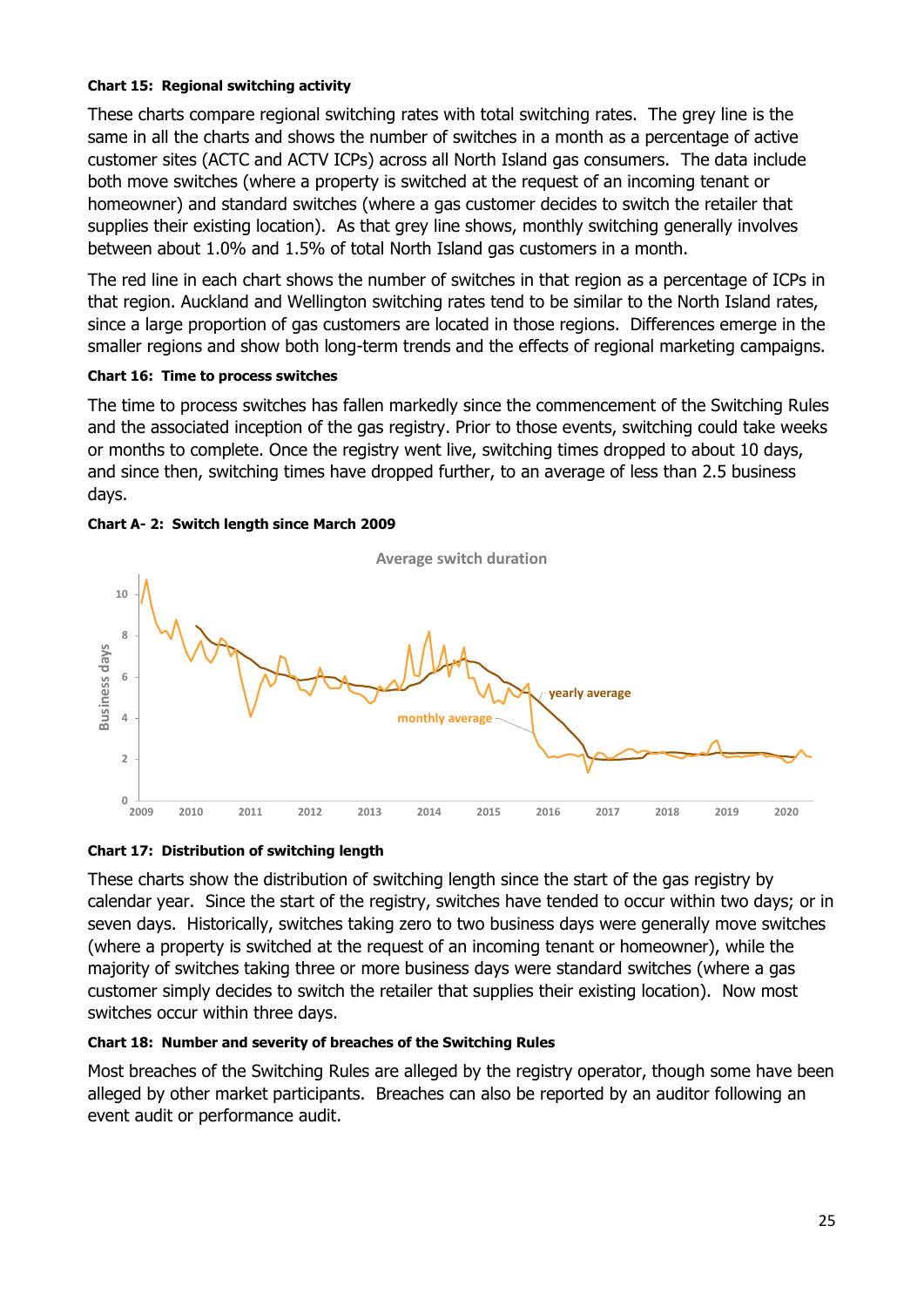**Chart 15: Regional switching activity**

These charts compare regional switching rates with total switching rates. The grey line is the same in all the charts and shows the number of switches in a month as a percentage of active customer sites (ACTC and ACTV ICPs) across all North Island gas consumers. The data include both move switches (where a property is switched at the request of an incoming tenant or homeowner) and standard switches (where a gas customer decides to switch the retailer that supplies their existing location). As that grey line shows, monthly switching generally involves between about 1.0% and 1.5% of total North Island gas customers in a month.

The red line in each chart shows the number of switches in that region as a percentage of ICPs in that region. Auckland and Wellington switching rates tend to be similar to the North Island rates, since a large proportion of gas customers are located in those regions. Differences emerge in the smaller regions and show both long-term trends and the effects of regional marketing campaigns.

**Chart 16: Time to process switches**

The time to process switches has fallen markedly since the commencement of the Switching Rules and the associated inception of the gas registry. Prior to those events, switching could take weeks or months to complete. Once the registry went live, switching times dropped to about 10 days, and since then, switching times have dropped further, to an average of less than 2.5 business days.

**Chart A- 2: Switch length since March 2009**

**Chart 17: Distribution of switching length**

These charts show the distribution of switching length since the start of the gas registry by calendar year. Since the start of the registry, switches have tended to occur within two days; or in seven days. Historically, switches taking zero to two business days were generally move switches (where a property is switched at the request of an incoming tenant or homeowner), while the majority of switches taking three or more business days were standard switches (where a gas customer simply decides to switch the retailer that supplies their existing location). Now most switches occur within three days.

**Chart 18: Number and severity of breaches of the Switching Rules**

Most breaches of the Switching Rules are alleged by the registry operator, though some have been alleged by other market participants. Breaches can also be reported by an auditor following an event audit or performance audit.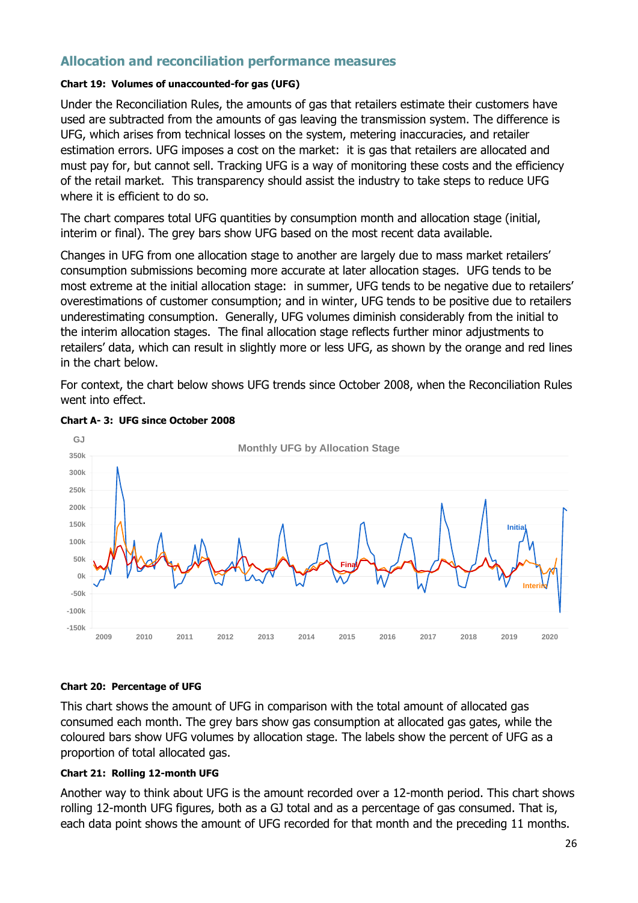## Allocation and reconciliation performance measures

**Chart 19: Volumes of unaccounted-for gas (UFG)**

Under the Reconciliation Rules, the amounts of gas that retailers estimate their customers have used are subtracted from the amounts of gas leaving the transmission system. The difference is UFG, which arises from technical losses on the system, metering inaccuracies, and retailer estimation errors. UFG imposes a cost on the market: it is gas that retailers are allocated and must pay for, but cannot sell. Tracking UFG is a way of monitoring these costs and the efficiency of the retail market. This transparency should assist the industry to take steps to reduce UFG where it is efficient to do so.

The chart compares total UFG quantities by consumption month and allocation stage (initial, interim or final). The grey bars show UFG based on the most recent data available.

Changes in UFG from one allocation stage to another are largely due to mass market retailers' consumption submissions becoming more accurate at later allocation stages. UFG tends to be most extreme at the initial allocation stage: in summer, UFG tends to be negative due to retailers' overestimations of customer consumption; and in winter, UFG tends to be positive due to retailers underestimating consumption. Generally, UFG volumes diminish considerably from the initial to the interim allocation stages. The final allocation stage reflects further minor adjustments to retailers' data, which can result in slightly more or less UFG, as shown by the orange and red lines in the chart below.

For context, the chart below shows UFG trends since October 2008, when the Reconciliation Rules went into effect.

**Chart A- 3: UFG since October 2008**

**Chart 20: Percentage of UFG**

This chart shows the amount of UFG in comparison with the total amount of allocated gas consumed each month. The grey bars show gas consumption at allocated gas gates, while the coloured bars show UFG volumes by allocation stage. The labels show the percent of UFG as a proportion of total allocated gas.

**Chart 21: Rolling 12-month UFG**

Another way to think about UFG is the amount recorded over a 12-month period. This chart shows rolling 12-month UFG figures, both as a GJ total and as a percentage of gas consumed. That is, each data point shows the amount of UFG recorded for that month and the preceding 11 months.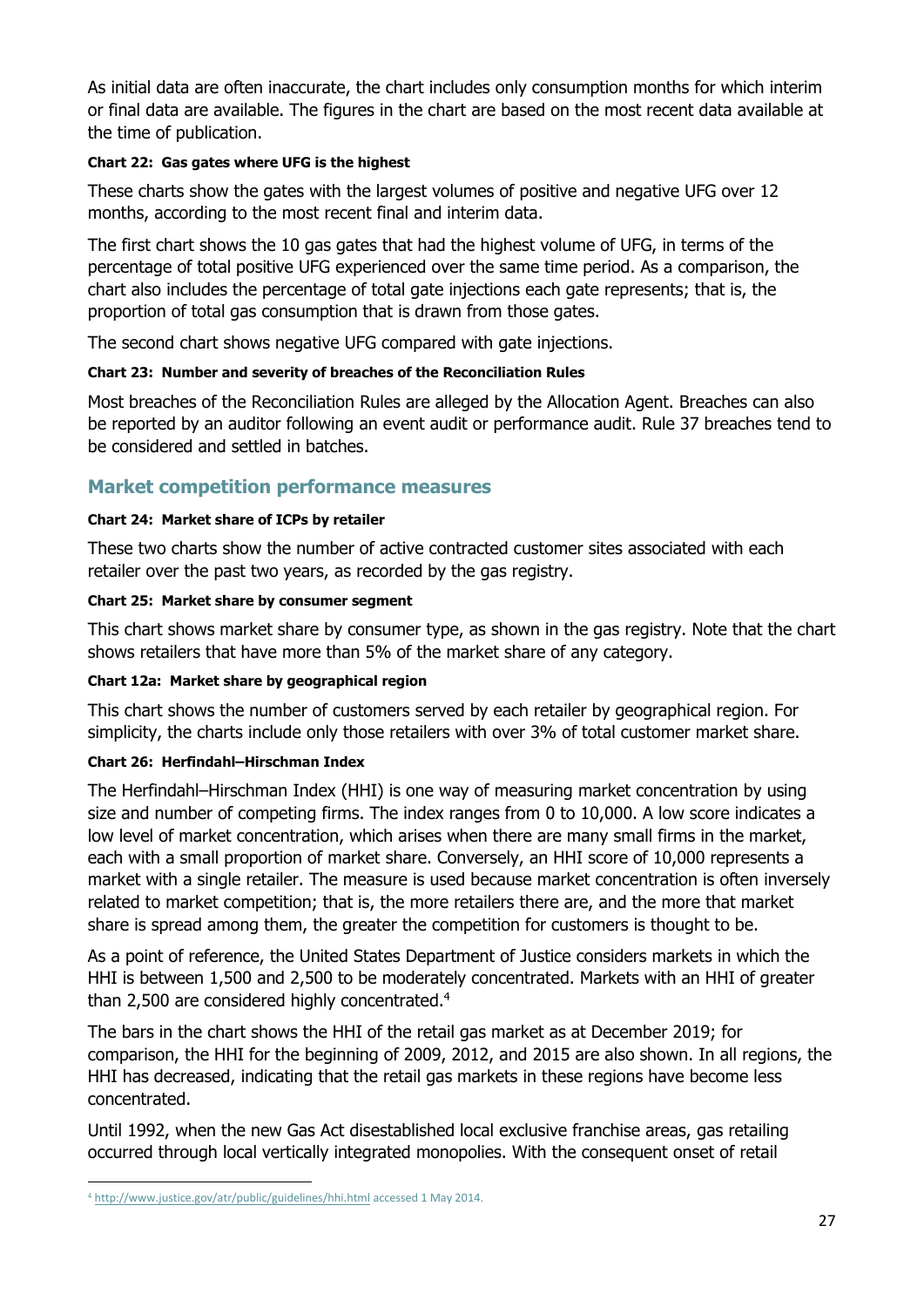As initial data are often inaccurate, the chart includes only consumption months for which interim or final data are available. The figures in the chart are based on the most recent data available at the time of publication.

#### Chart 22: Gas gates where UFG is the highest

These charts show the gates with the largest volumes of positive and negative UFG over 12 months, according to the most recent final and interim data.

The first chart shows the 10 gas gates that had the highest volume of UFG, in terms of the percentage of total positive UFG experienced over the same time period. As a comparison, the chart also includes the percentage of total gate injections each gate represents; that is, the proportion of total gas consumption that is drawn from those gates.

The second chart shows negative UFG compared with gate injections.

#### Chart 23: Number and severity of breaches of the Reconciliation Rules

Most breaches of the Reconciliation Rules are alleged by the Allocation Agent. Breaches can also be reported by an auditor following an event audit or performance audit. Rule 37 breaches tend to be considered and settled in batches.

### Market competition performance measures

#### Chart 24: Market share of ICPs by retailer

These two charts show the number of active contracted customer sites associated with each retailer over the past two years, as recorded by the gas registry.

#### Chart 25: Market share by consumer segment

This chart shows market share by consumer type, as shown in the gas registry. Note that the chart shows retailers that have more than 5% of the market share of any category.

#### Chart 12a: Market share by geographical region

This chart shows the number of customers served by each retailer by geographical region. For simplicity, the charts include only those retailers with over 3% of total customer market share.

#### Chart 26: Herfindahl–Hirschman Index

The Herfindahl–Hirschman Index (HHI) is one way of measuring market concentration by using size and number of competing firms. The index ranges from 0 to 10,000. A low score indicates a low level of market concentration, which arises when there are many small firms in the market, each with a small proportion of market share. Conversely, an HHI score of 10,000 represents a market with a single retailer. The measure is used because market concentration is often inversely related to market competition; that is, the more retailers there are, and the more that market share is spread among them, the greater the competition for customers is thought to be.

As a point of reference, the United States Department of Justice considers markets in which the HHI is between 1,500 and 2,500 to be moderately concentrated. Markets with an HHI of greater than 2,500 are considered highly concentrated.[4]

The bars in the chart shows the HHI of the retail gas market as at December 2019; for comparison, the HHI for the beginning of 2009, 2012, and 2015 are also shown. In all regions, the HHI has decreased, indicating that the retail gas markets in these regions have become less concentrated.

Until 1992, when the new Gas Act disestablished local exclusive franchise areas, gas retailing occurred through local vertically integrated monopolies. With the consequent onset of retail

---

[4] http://www.justice.gov/atr/public/guidelines/hhi.html accessed 1 May 2014.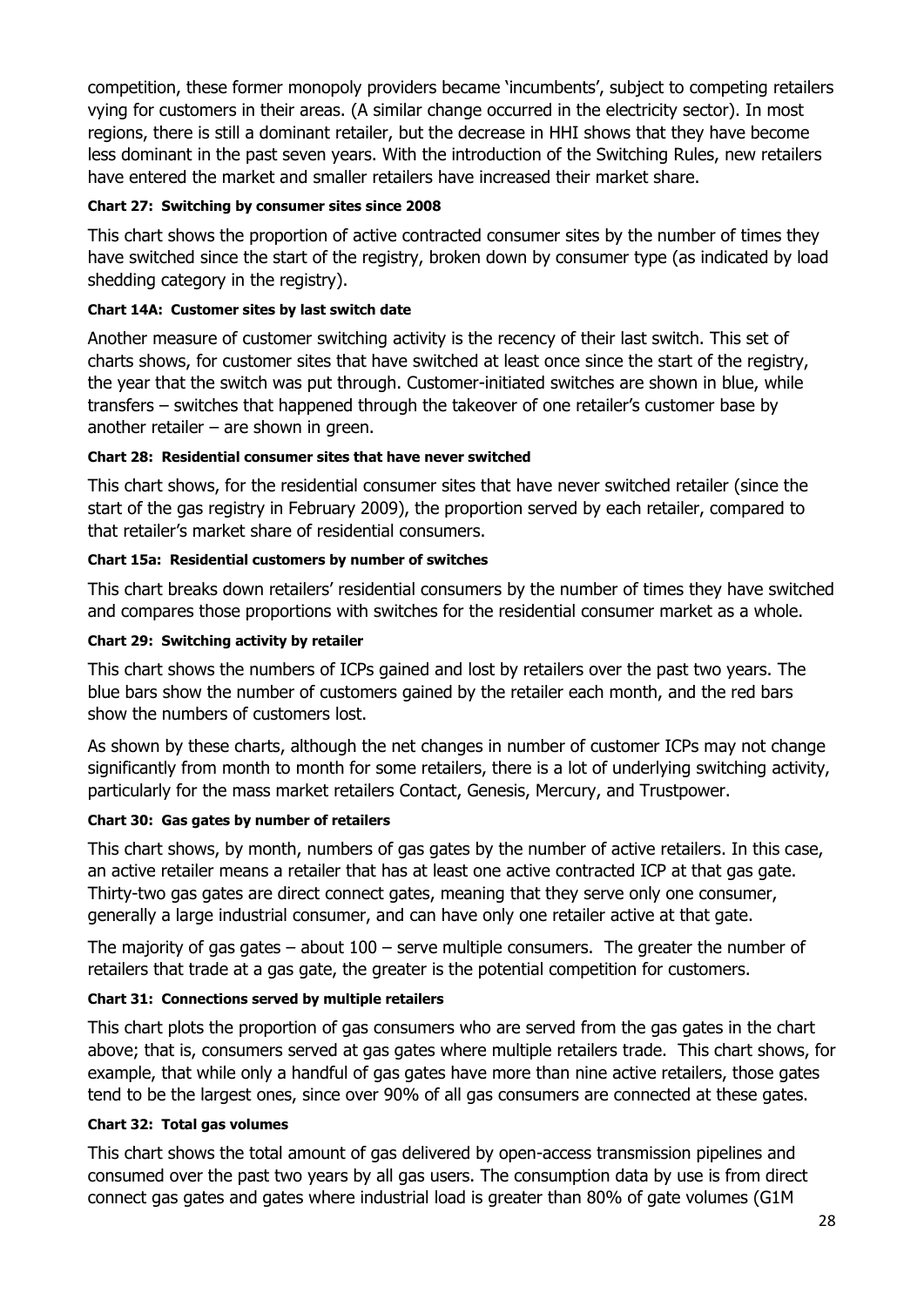competition, these former monopoly providers became 'incumbents', subject to competing retailers vying for customers in their areas. (A similar change occurred in the electricity sector). In most regions, there is still a dominant retailer, but the decrease in HHI shows that they have become less dominant in the past seven years. With the introduction of the Switching Rules, new retailers have entered the market and smaller retailers have increased their market share.

#### Chart 27: Switching by consumer sites since 2008

This chart shows the proportion of active contracted consumer sites by the number of times they have switched since the start of the registry, broken down by consumer type (as indicated by load shedding category in the registry).

#### Chart 14A: Customer sites by last switch date

Another measure of customer switching activity is the recency of their last switch. This set of charts shows, for customer sites that have switched at least once since the start of the registry, the year that the switch was put through. Customer-initiated switches are shown in blue, while transfers – switches that happened through the takeover of one retailer's customer base by another retailer – are shown in green.

#### Chart 28: Residential consumer sites that have never switched

This chart shows, for the residential consumer sites that have never switched retailer (since the start of the gas registry in February 2009), the proportion served by each retailer, compared to that retailer's market share of residential consumers.

#### Chart 15a: Residential customers by number of switches

This chart breaks down retailers' residential consumers by the number of times they have switched and compares those proportions with switches for the residential consumer market as a whole.

#### Chart 29: Switching activity by retailer

This chart shows the numbers of ICPs gained and lost by retailers over the past two years. The blue bars show the number of customers gained by the retailer each month, and the red bars show the numbers of customers lost.

As shown by these charts, although the net changes in number of customer ICPs may not change significantly from month to month for some retailers, there is a lot of underlying switching activity, particularly for the mass market retailers Contact, Genesis, Mercury, and Trustpower.

#### Chart 30: Gas gates by number of retailers

This chart shows, by month, numbers of gas gates by the number of active retailers. In this case, an active retailer means a retailer that has at least one active contracted ICP at that gas gate. Thirty-two gas gates are direct connect gates, meaning that they serve only one consumer, generally a large industrial consumer, and can have only one retailer active at that gate.

The majority of gas gates – about 100 – serve multiple consumers. The greater the number of retailers that trade at a gas gate, the greater is the potential competition for customers.

#### Chart 31: Connections served by multiple retailers

This chart plots the proportion of gas consumers who are served from the gas gates in the chart above; that is, consumers served at gas gates where multiple retailers trade. This chart shows, for example, that while only a handful of gas gates have more than nine active retailers, those gates tend to be the largest ones, since over 90% of all gas consumers are connected at these gates.

#### Chart 32: Total gas volumes

This chart shows the total amount of gas delivered by open-access transmission pipelines and consumed over the past two years by all gas users. The consumption data by use is from direct connect gas gates and gates where industrial load is greater than 80% of gate volumes (G1M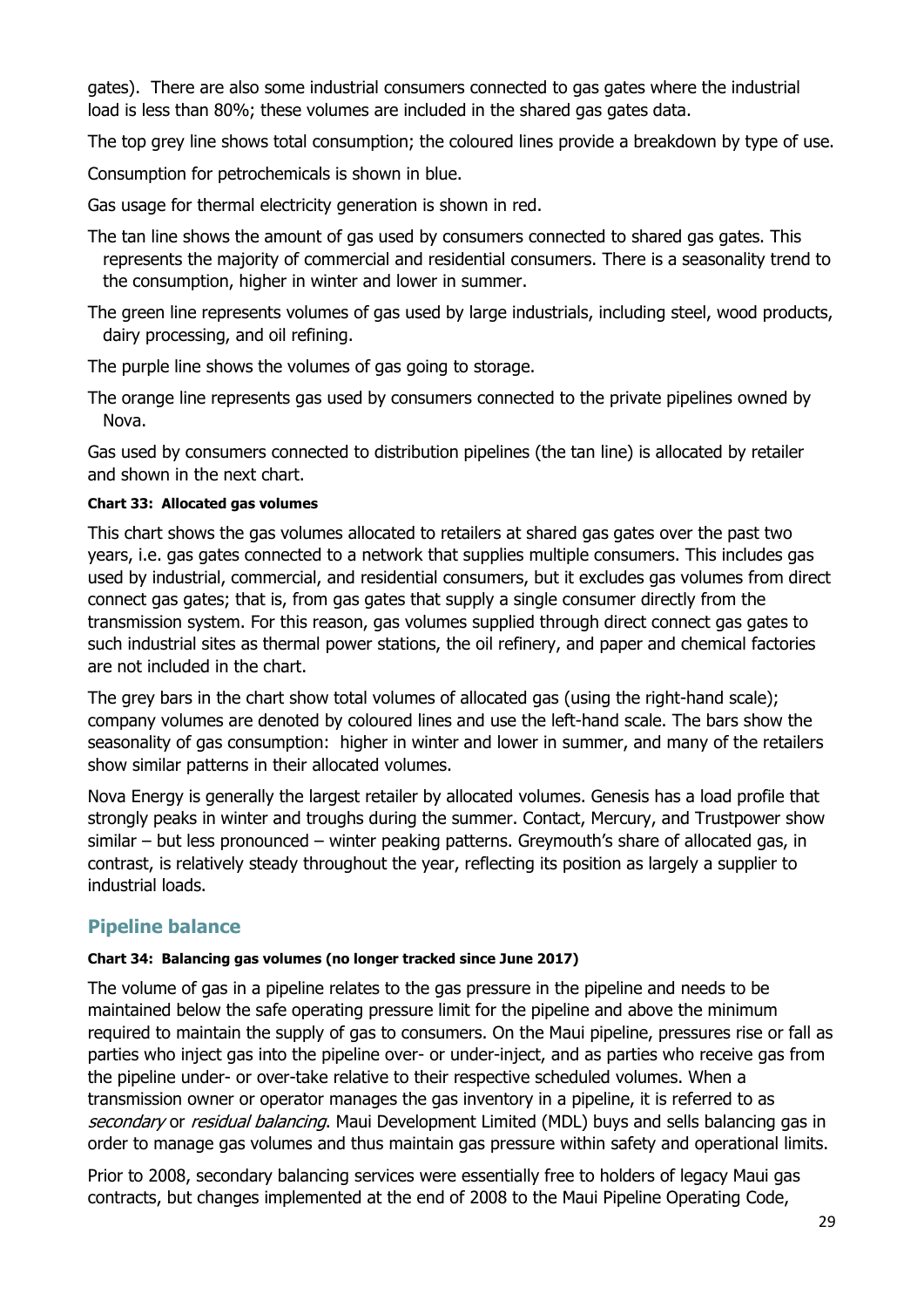gates). There are also some industrial consumers connected to gas gates where the industrial load is less than 80%; these volumes are included in the shared gas gates data.

The top grey line shows total consumption; the coloured lines provide a breakdown by type of use.

Consumption for petrochemicals is shown in blue.

Gas usage for thermal electricity generation is shown in red.

The tan line shows the amount of gas used by consumers connected to shared gas gates. This represents the majority of commercial and residential consumers. There is a seasonality trend to the consumption, higher in winter and lower in summer.

The green line represents volumes of gas used by large industrials, including steel, wood products, dairy processing, and oil refining.

The purple line shows the volumes of gas going to storage.

The orange line represents gas used by consumers connected to the private pipelines owned by Nova.

Gas used by consumers connected to distribution pipelines (the tan line) is allocated by retailer and shown in the next chart.

#### Chart 33: Allocated gas volumes

This chart shows the gas volumes allocated to retailers at shared gas gates over the past two years, i.e. gas gates connected to a network that supplies multiple consumers. This includes gas used by industrial, commercial, and residential consumers, but it excludes gas volumes from direct connect gas gates; that is, from gas gates that supply a single consumer directly from the transmission system. For this reason, gas volumes supplied through direct connect gas gates to such industrial sites as thermal power stations, the oil refinery, and paper and chemical factories are not included in the chart.

The grey bars in the chart show total volumes of allocated gas (using the right-hand scale); company volumes are denoted by coloured lines and use the left-hand scale. The bars show the seasonality of gas consumption: higher in winter and lower in summer, and many of the retailers show similar patterns in their allocated volumes.

Nova Energy is generally the largest retailer by allocated volumes. Genesis has a load profile that strongly peaks in winter and troughs during the summer. Contact, Mercury, and Trustpower show similar – but less pronounced – winter peaking patterns. Greymouth's share of allocated gas, in contrast, is relatively steady throughout the year, reflecting its position as largely a supplier to industrial loads.

## Pipeline balance

#### Chart 34: Balancing gas volumes (no longer tracked since June 2017)

The volume of gas in a pipeline relates to the gas pressure in the pipeline and needs to be maintained below the safe operating pressure limit for the pipeline and above the minimum required to maintain the supply of gas to consumers. On the Maui pipeline, pressures rise or fall as parties who inject gas into the pipeline over- or under-inject, and as parties who receive gas from the pipeline under- or over-take relative to their respective scheduled volumes. When a transmission owner or operator manages the gas inventory in a pipeline, it is referred to as *secondary* or *residual balancing*. Maui Development Limited (MDL) buys and sells balancing gas in order to manage gas volumes and thus maintain gas pressure within safety and operational limits.

Prior to 2008, secondary balancing services were essentially free to holders of legacy Maui gas contracts, but changes implemented at the end of 2008 to the Maui Pipeline Operating Code,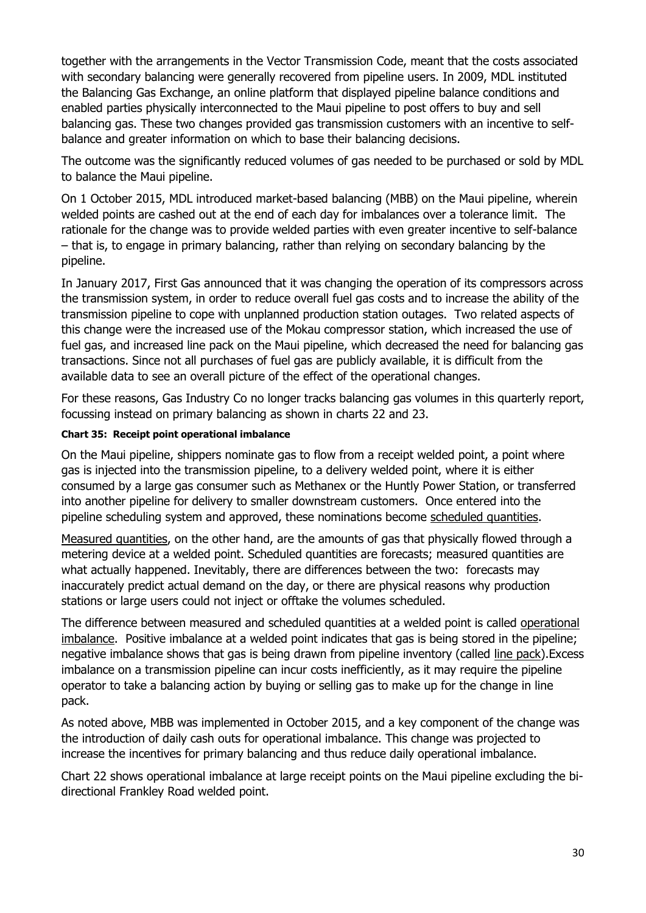together with the arrangements in the Vector Transmission Code, meant that the costs associated with secondary balancing were generally recovered from pipeline users. In 2009, MDL instituted the Balancing Gas Exchange, an online platform that displayed pipeline balance conditions and enabled parties physically interconnected to the Maui pipeline to post offers to buy and sell balancing gas. These two changes provided gas transmission customers with an incentive to self-balance and greater information on which to base their balancing decisions.

The outcome was the significantly reduced volumes of gas needed to be purchased or sold by MDL to balance the Maui pipeline.

On 1 October 2015, MDL introduced market-based balancing (MBB) on the Maui pipeline, wherein welded points are cashed out at the end of each day for imbalances over a tolerance limit. The rationale for the change was to provide welded parties with even greater incentive to self-balance – that is, to engage in primary balancing, rather than relying on secondary balancing by the pipeline.

In January 2017, First Gas announced that it was changing the operation of its compressors across the transmission system, in order to reduce overall fuel gas costs and to increase the ability of the transmission pipeline to cope with unplanned production station outages. Two related aspects of this change were the increased use of the Mokau compressor station, which increased the use of fuel gas, and increased line pack on the Maui pipeline, which decreased the need for balancing gas transactions. Since not all purchases of fuel gas are publicly available, it is difficult from the available data to see an overall picture of the effect of the operational changes.

For these reasons, Gas Industry Co no longer tracks balancing gas volumes in this quarterly report, focussing instead on primary balancing as shown in charts 22 and 23.

#### Chart 35: Receipt point operational imbalance

On the Maui pipeline, shippers nominate gas to flow from a receipt welded point, a point where gas is injected into the transmission pipeline, to a delivery welded point, where it is either consumed by a large gas consumer such as Methanex or the Huntly Power Station, or transferred into another pipeline for delivery to smaller downstream customers. Once entered into the pipeline scheduling system and approved, these nominations become scheduled quantities.

Measured quantities, on the other hand, are the amounts of gas that physically flowed through a metering device at a welded point. Scheduled quantities are forecasts; measured quantities are what actually happened. Inevitably, there are differences between the two: forecasts may inaccurately predict actual demand on the day, or there are physical reasons why production stations or large users could not inject or offtake the volumes scheduled.

The difference between measured and scheduled quantities at a welded point is called operational imbalance. Positive imbalance at a welded point indicates that gas is being stored in the pipeline; negative imbalance shows that gas is being drawn from pipeline inventory (called line pack).Excess imbalance on a transmission pipeline can incur costs inefficiently, as it may require the pipeline operator to take a balancing action by buying or selling gas to make up for the change in line pack.

As noted above, MBB was implemented in October 2015, and a key component of the change was the introduction of daily cash outs for operational imbalance. This change was projected to increase the incentives for primary balancing and thus reduce daily operational imbalance.

Chart 22 shows operational imbalance at large receipt points on the Maui pipeline excluding the bi-directional Frankley Road welded point.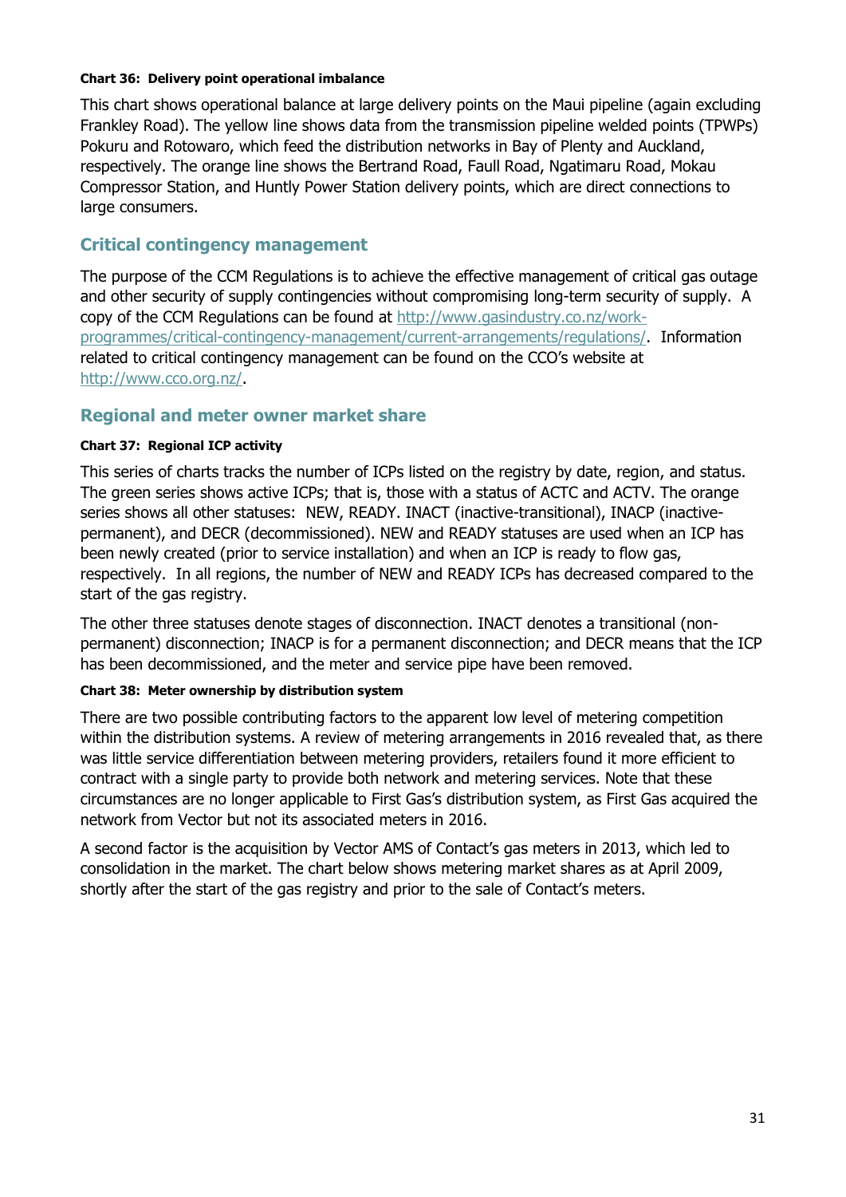**Chart 36: Delivery point operational imbalance**

This chart shows operational balance at large delivery points on the Maui pipeline (again excluding Frankley Road). The yellow line shows data from the transmission pipeline welded points (TPWPs) Pokuru and Rotowaro, which feed the distribution networks in Bay of Plenty and Auckland, respectively. The orange line shows the Bertrand Road, Faull Road, Ngatimaru Road, Mokau Compressor Station, and Huntly Power Station delivery points, which are direct connections to large consumers.

## Critical contingency management

The purpose of the CCM Regulations is to achieve the effective management of critical gas outage and other security of supply contingencies without compromising long-term security of supply. A copy of the CCM Regulations can be found at http://www.gasindustry.co.nz/work-programmes/critical-contingency-management/current-arrangements/regulations/. Information related to critical contingency management can be found on the CCO's website at http://www.cco.org.nz/.

## Regional and meter owner market share

**Chart 37: Regional ICP activity**

This series of charts tracks the number of ICPs listed on the registry by date, region, and status. The green series shows active ICPs; that is, those with a status of ACTC and ACTV. The orange series shows all other statuses: NEW, READY. INACT (inactive-transitional), INACP (inactive-permanent), and DECR (decommissioned). NEW and READY statuses are used when an ICP has been newly created (prior to service installation) and when an ICP is ready to flow gas, respectively. In all regions, the number of NEW and READY ICPs has decreased compared to the start of the gas registry.

The other three statuses denote stages of disconnection. INACT denotes a transitional (non-permanent) disconnection; INACP is for a permanent disconnection; and DECR means that the ICP has been decommissioned, and the meter and service pipe have been removed.

**Chart 38: Meter ownership by distribution system**

There are two possible contributing factors to the apparent low level of metering competition within the distribution systems. A review of metering arrangements in 2016 revealed that, as there was little service differentiation between metering providers, retailers found it more efficient to contract with a single party to provide both network and metering services. Note that these circumstances are no longer applicable to First Gas's distribution system, as First Gas acquired the network from Vector but not its associated meters in 2016.

A second factor is the acquisition by Vector AMS of Contact's gas meters in 2013, which led to consolidation in the market. The chart below shows metering market shares as at April 2009, shortly after the start of the gas registry and prior to the sale of Contact's meters.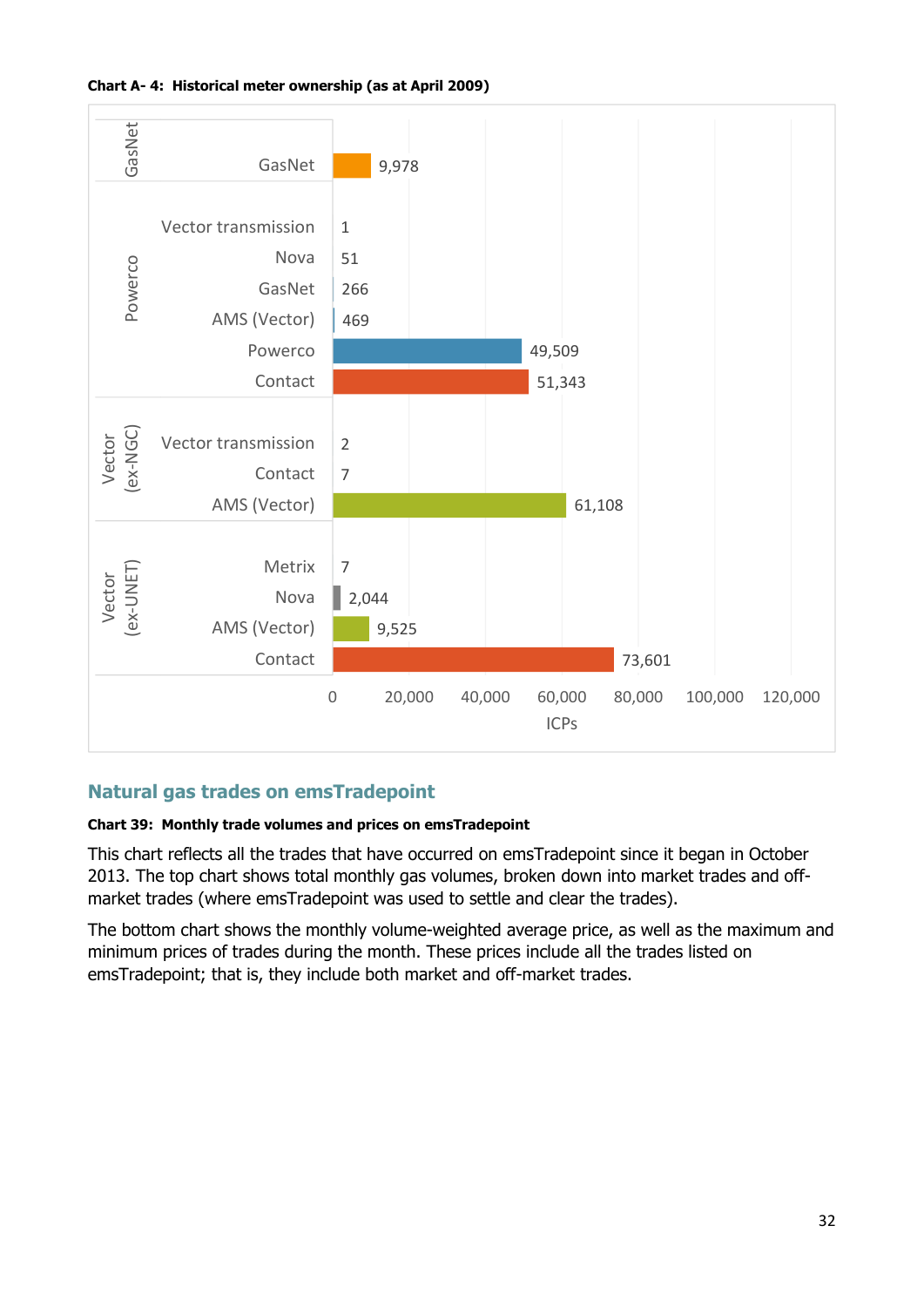**Chart A- 4: Historical meter ownership (as at April 2009)**

GasNet
GasNet 9,978

Powerco
Vector transmission 1
Nova 51
GasNet 266
AMS (Vector) 469
Powerco 49,509
Contact 51,343

Vector (ex-NGC)
Vector transmission 2
Contact 7
AMS (Vector) 61,108

Vector (ex-UNET)
Metrix 7
Nova 2,044
AMS (Vector) 9,525
Contact 73,601

0 20,000 40,000 60,000 80,000 100,000 120,000
ICPs

## Natural gas trades on emsTradepoint

**Chart 39: Monthly trade volumes and prices on emsTradepoint**

This chart reflects all the trades that have occurred on emsTradepoint since it began in October 2013. The top chart shows total monthly gas volumes, broken down into market trades and off-market trades (where emsTradepoint was used to settle and clear the trades).

The bottom chart shows the monthly volume-weighted average price, as well as the maximum and minimum prices of trades during the month. These prices include all the trades listed on emsTradepoint; that is, they include both market and off-market trades.